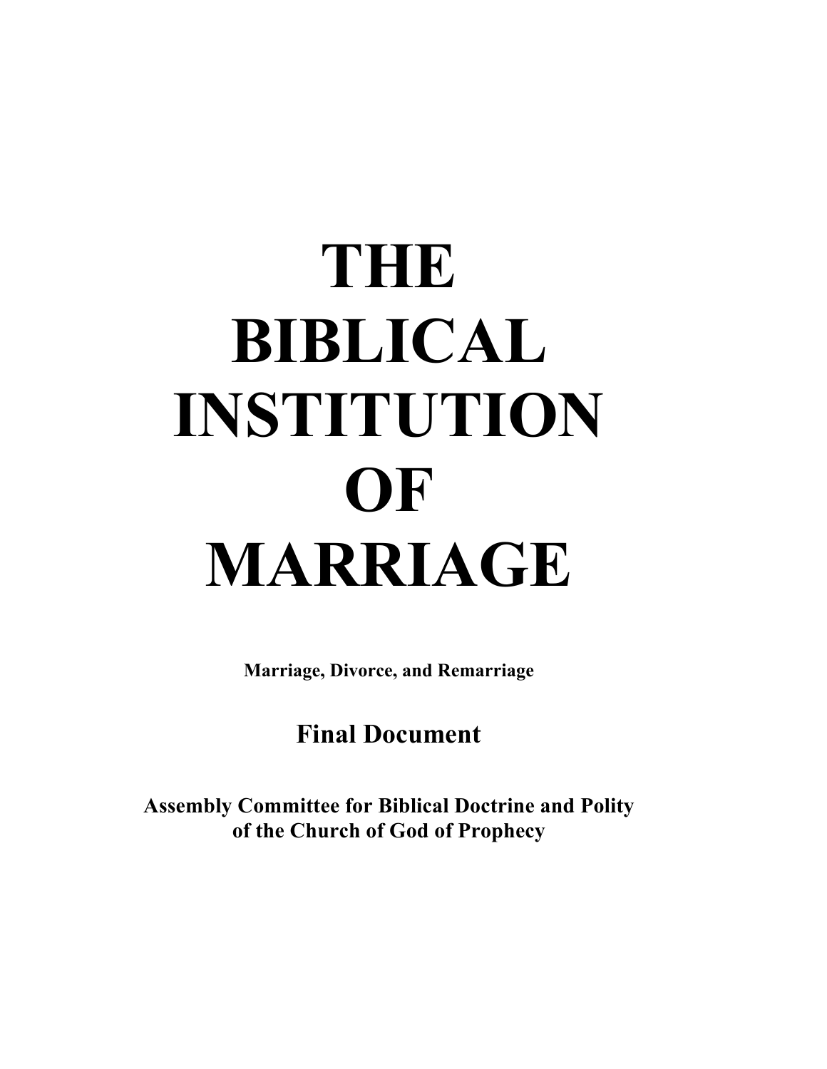# THE BIBLICAL INSTITUTION OF MARRIAGE

**Marriage, Divorce, and Remarriage**

**Final Document**

**Assembly Committee for Biblical Doctrine and Polity of the Church of God of Prophecy**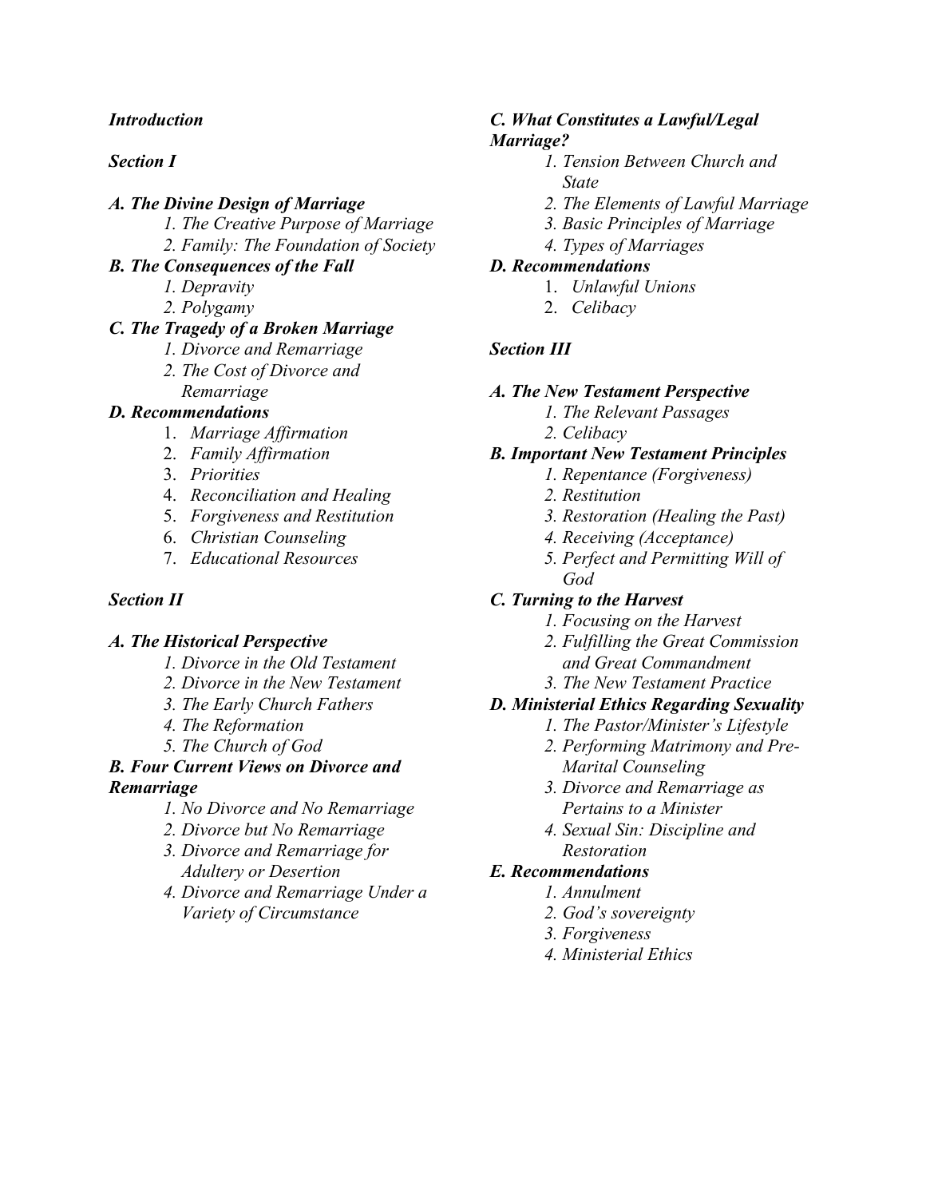***Introduction***

***Section I***

***A. The Divine Design of Marriage***

- *1. The Creative Purpose of Marriage*
- *2. Family: The Foundation of Society*

***B. The Consequences of the Fall***

- *1. Depravity*
- *2. Polygamy*

***C. The Tragedy of a Broken Marriage***

- *1. Divorce and Remarriage*
- *2. The Cost of Divorce and Remarriage*

***D. Recommendations***

1. *Marriage Affirmation*
2. *Family Affirmation*
3. *Priorities*
4. *Reconciliation and Healing*
5. *Forgiveness and Restitution*
6. *Christian Counseling*
7. *Educational Resources*

***Section II***

***A. The Historical Perspective***

- *1. Divorce in the Old Testament*
- *2. Divorce in the New Testament*
- *3. The Early Church Fathers*
- *4. The Reformation*
- *5. The Church of God*

***B. Four Current Views on Divorce and Remarriage***

- *1. No Divorce and No Remarriage*
- *2. Divorce but No Remarriage*
- *3. Divorce and Remarriage for Adultery or Desertion*
- *4. Divorce and Remarriage Under a Variety of Circumstance*

***C. What Constitutes a Lawful/Legal Marriage?***

- *1. Tension Between Church and State*
- *2. The Elements of Lawful Marriage*
- *3. Basic Principles of Marriage*
- *4. Types of Marriages*

***D. Recommendations***

1. *Unlawful Unions*
2. *Celibacy*

***Section III***

***A. The New Testament Perspective***

- *1. The Relevant Passages*
- *2. Celibacy*

***B. Important New Testament Principles***

- *1. Repentance (Forgiveness)*
- *2. Restitution*
- *3. Restoration (Healing the Past)*
- *4. Receiving (Acceptance)*
- *5. Perfect and Permitting Will of God*

***C. Turning to the Harvest***

- *1. Focusing on the Harvest*
- *2. Fulfilling the Great Commission and Great Commandment*
- *3. The New Testament Practice*

***D. Ministerial Ethics Regarding Sexuality***

- *1. The Pastor/Minister's Lifestyle*
- *2. Performing Matrimony and Pre-Marital Counseling*
- *3. Divorce and Remarriage as Pertains to a Minister*
- *4. Sexual Sin: Discipline and Restoration*

***E. Recommendations***

- *1. Annulment*
- *2. God's sovereignty*
- *3. Forgiveness*
- *4. Ministerial Ethics*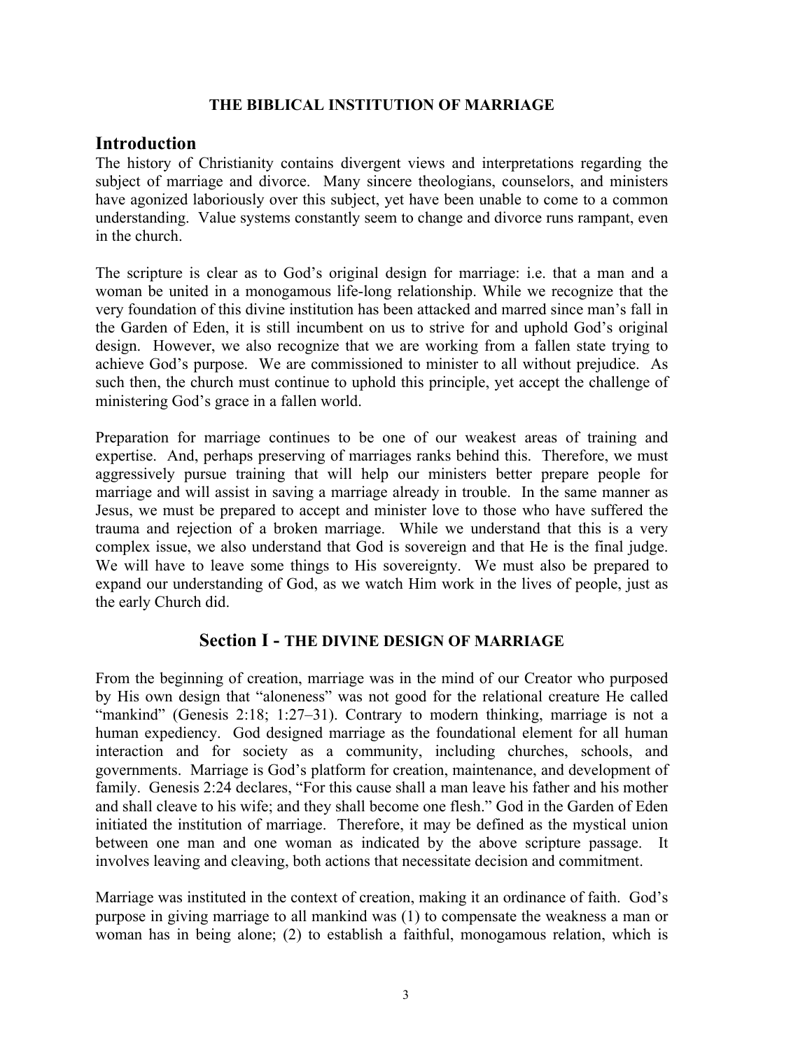**THE BIBLICAL INSTITUTION OF MARRIAGE**

## Introduction

The history of Christianity contains divergent views and interpretations regarding the subject of marriage and divorce. Many sincere theologians, counselors, and ministers have agonized laboriously over this subject, yet have been unable to come to a common understanding. Value systems constantly seem to change and divorce runs rampant, even in the church.

The scripture is clear as to God's original design for marriage: i.e. that a man and a woman be united in a monogamous life-long relationship. While we recognize that the very foundation of this divine institution has been attacked and marred since man's fall in the Garden of Eden, it is still incumbent on us to strive for and uphold God's original design. However, we also recognize that we are working from a fallen state trying to achieve God's purpose. We are commissioned to minister to all without prejudice. As such then, the church must continue to uphold this principle, yet accept the challenge of ministering God's grace in a fallen world.

Preparation for marriage continues to be one of our weakest areas of training and expertise. And, perhaps preserving of marriages ranks behind this. Therefore, we must aggressively pursue training that will help our ministers better prepare people for marriage and will assist in saving a marriage already in trouble. In the same manner as Jesus, we must be prepared to accept and minister love to those who have suffered the trauma and rejection of a broken marriage. While we understand that this is a very complex issue, we also understand that God is sovereign and that He is the final judge. We will have to leave some things to His sovereignty. We must also be prepared to expand our understanding of God, as we watch Him work in the lives of people, just as the early Church did.

## Section I - THE DIVINE DESIGN OF MARRIAGE

From the beginning of creation, marriage was in the mind of our Creator who purposed by His own design that "aloneness" was not good for the relational creature He called "mankind" (Genesis 2:18; 1:27–31). Contrary to modern thinking, marriage is not a human expediency. God designed marriage as the foundational element for all human interaction and for society as a community, including churches, schools, and governments. Marriage is God's platform for creation, maintenance, and development of family. Genesis 2:24 declares, "For this cause shall a man leave his father and his mother and shall cleave to his wife; and they shall become one flesh." God in the Garden of Eden initiated the institution of marriage. Therefore, it may be defined as the mystical union between one man and one woman as indicated by the above scripture passage. It involves leaving and cleaving, both actions that necessitate decision and commitment.

Marriage was instituted in the context of creation, making it an ordinance of faith. God's purpose in giving marriage to all mankind was (1) to compensate the weakness a man or woman has in being alone; (2) to establish a faithful, monogamous relation, which is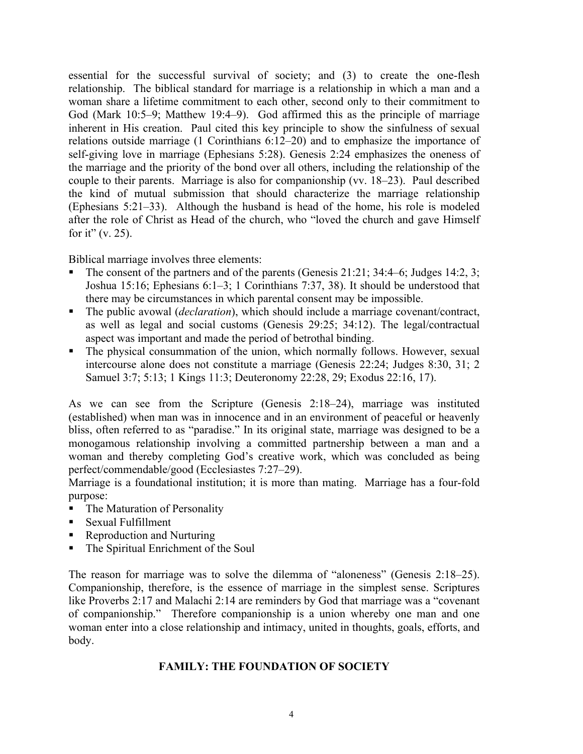essential for the successful survival of society; and (3) to create the one-flesh relationship. The biblical standard for marriage is a relationship in which a man and a woman share a lifetime commitment to each other, second only to their commitment to God (Mark 10:5–9; Matthew 19:4–9). God affirmed this as the principle of marriage inherent in His creation. Paul cited this key principle to show the sinfulness of sexual relations outside marriage (1 Corinthians 6:12–20) and to emphasize the importance of self-giving love in marriage (Ephesians 5:28). Genesis 2:24 emphasizes the oneness of the marriage and the priority of the bond over all others, including the relationship of the couple to their parents. Marriage is also for companionship (vv. 18–23). Paul described the kind of mutual submission that should characterize the marriage relationship (Ephesians 5:21–33). Although the husband is head of the home, his role is modeled after the role of Christ as Head of the church, who "loved the church and gave Himself for it" (v. 25).

Biblical marriage involves three elements:

- The consent of the partners and of the parents (Genesis 21:21; 34:4–6; Judges 14:2, 3; Joshua 15:16; Ephesians 6:1–3; 1 Corinthians 7:37, 38). It should be understood that there may be circumstances in which parental consent may be impossible.
- The public avowal (*declaration*), which should include a marriage covenant/contract, as well as legal and social customs (Genesis 29:25; 34:12). The legal/contractual aspect was important and made the period of betrothal binding.
- The physical consummation of the union, which normally follows. However, sexual intercourse alone does not constitute a marriage (Genesis 22:24; Judges 8:30, 31; 2 Samuel 3:7; 5:13; 1 Kings 11:3; Deuteronomy 22:28, 29; Exodus 22:16, 17).

As we can see from the Scripture (Genesis 2:18–24), marriage was instituted (established) when man was in innocence and in an environment of peaceful or heavenly bliss, often referred to as "paradise." In its original state, marriage was designed to be a monogamous relationship involving a committed partnership between a man and a woman and thereby completing God's creative work, which was concluded as being perfect/commendable/good (Ecclesiastes 7:27–29).

Marriage is a foundational institution; it is more than mating. Marriage has a four-fold purpose:

- The Maturation of Personality
- Sexual Fulfillment
- Reproduction and Nurturing
- The Spiritual Enrichment of the Soul

The reason for marriage was to solve the dilemma of "aloneness" (Genesis 2:18–25). Companionship, therefore, is the essence of marriage in the simplest sense. Scriptures like Proverbs 2:17 and Malachi 2:14 are reminders by God that marriage was a "covenant of companionship." Therefore companionship is a union whereby one man and one woman enter into a close relationship and intimacy, united in thoughts, goals, efforts, and body.

## FAMILY: THE FOUNDATION OF SOCIETY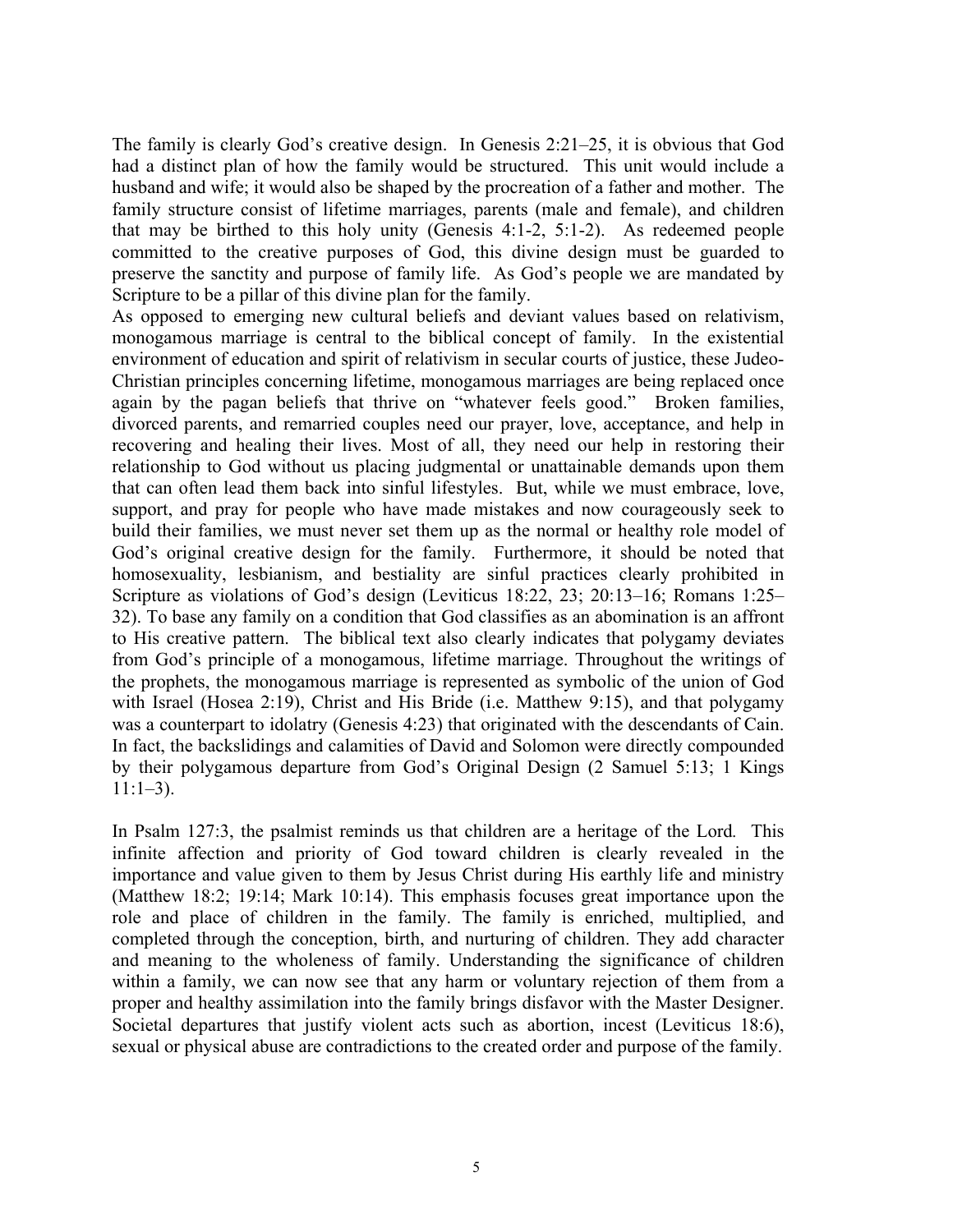The family is clearly God's creative design. In Genesis 2:21–25, it is obvious that God had a distinct plan of how the family would be structured. This unit would include a husband and wife; it would also be shaped by the procreation of a father and mother. The family structure consist of lifetime marriages, parents (male and female), and children that may be birthed to this holy unity (Genesis 4:1-2, 5:1-2). As redeemed people committed to the creative purposes of God, this divine design must be guarded to preserve the sanctity and purpose of family life. As God's people we are mandated by Scripture to be a pillar of this divine plan for the family.

As opposed to emerging new cultural beliefs and deviant values based on relativism, monogamous marriage is central to the biblical concept of family. In the existential environment of education and spirit of relativism in secular courts of justice, these Judeo-Christian principles concerning lifetime, monogamous marriages are being replaced once again by the pagan beliefs that thrive on "whatever feels good." Broken families, divorced parents, and remarried couples need our prayer, love, acceptance, and help in recovering and healing their lives. Most of all, they need our help in restoring their relationship to God without us placing judgmental or unattainable demands upon them that can often lead them back into sinful lifestyles. But, while we must embrace, love, support, and pray for people who have made mistakes and now courageously seek to build their families, we must never set them up as the normal or healthy role model of God's original creative design for the family. Furthermore, it should be noted that homosexuality, lesbianism, and bestiality are sinful practices clearly prohibited in Scripture as violations of God's design (Leviticus 18:22, 23; 20:13–16; Romans 1:25–32). To base any family on a condition that God classifies as an abomination is an affront to His creative pattern. The biblical text also clearly indicates that polygamy deviates from God's principle of a monogamous, lifetime marriage. Throughout the writings of the prophets, the monogamous marriage is represented as symbolic of the union of God with Israel (Hosea 2:19), Christ and His Bride (i.e. Matthew 9:15), and that polygamy was a counterpart to idolatry (Genesis 4:23) that originated with the descendants of Cain. In fact, the backslidings and calamities of David and Solomon were directly compounded by their polygamous departure from God's Original Design (2 Samuel 5:13; 1 Kings 11:1–3).

In Psalm 127:3, the psalmist reminds us that children are a heritage of the Lord. This infinite affection and priority of God toward children is clearly revealed in the importance and value given to them by Jesus Christ during His earthly life and ministry (Matthew 18:2; 19:14; Mark 10:14). This emphasis focuses great importance upon the role and place of children in the family. The family is enriched, multiplied, and completed through the conception, birth, and nurturing of children. They add character and meaning to the wholeness of family. Understanding the significance of children within a family, we can now see that any harm or voluntary rejection of them from a proper and healthy assimilation into the family brings disfavor with the Master Designer. Societal departures that justify violent acts such as abortion, incest (Leviticus 18:6), sexual or physical abuse are contradictions to the created order and purpose of the family.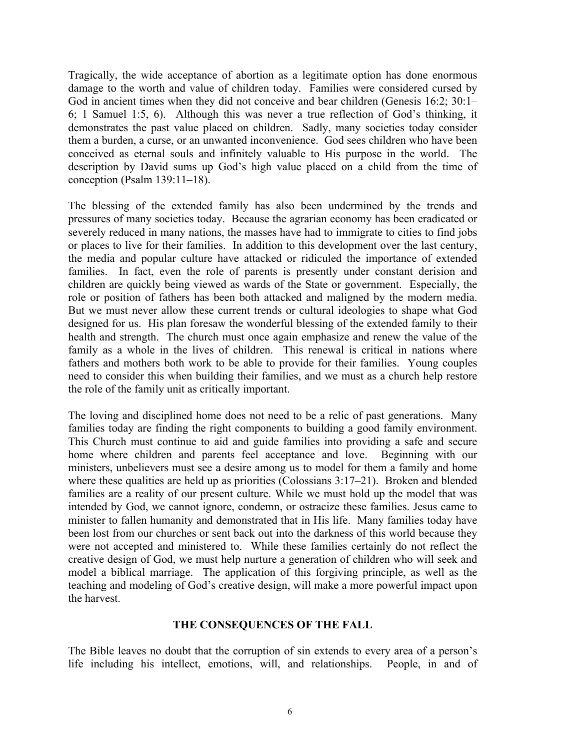Tragically, the wide acceptance of abortion as a legitimate option has done enormous damage to the worth and value of children today. Families were considered cursed by God in ancient times when they did not conceive and bear children (Genesis 16:2; 30:1–6; 1 Samuel 1:5, 6). Although this was never a true reflection of God's thinking, it demonstrates the past value placed on children. Sadly, many societies today consider them a burden, a curse, or an unwanted inconvenience. God sees children who have been conceived as eternal souls and infinitely valuable to His purpose in the world. The description by David sums up God's high value placed on a child from the time of conception (Psalm 139:11–18).

The blessing of the extended family has also been undermined by the trends and pressures of many societies today. Because the agrarian economy has been eradicated or severely reduced in many nations, the masses have had to immigrate to cities to find jobs or places to live for their families. In addition to this development over the last century, the media and popular culture have attacked or ridiculed the importance of extended families. In fact, even the role of parents is presently under constant derision and children are quickly being viewed as wards of the State or government. Especially, the role or position of fathers has been both attacked and maligned by the modern media. But we must never allow these current trends or cultural ideologies to shape what God designed for us. His plan foresaw the wonderful blessing of the extended family to their health and strength. The church must once again emphasize and renew the value of the family as a whole in the lives of children. This renewal is critical in nations where fathers and mothers both work to be able to provide for their families. Young couples need to consider this when building their families, and we must as a church help restore the role of the family unit as critically important.

The loving and disciplined home does not need to be a relic of past generations. Many families today are finding the right components to building a good family environment. This Church must continue to aid and guide families into providing a safe and secure home where children and parents feel acceptance and love. Beginning with our ministers, unbelievers must see a desire among us to model for them a family and home where these qualities are held up as priorities (Colossians 3:17–21). Broken and blended families are a reality of our present culture. While we must hold up the model that was intended by God, we cannot ignore, condemn, or ostracize these families. Jesus came to minister to fallen humanity and demonstrated that in His life. Many families today have been lost from our churches or sent back out into the darkness of this world because they were not accepted and ministered to. While these families certainly do not reflect the creative design of God, we must help nurture a generation of children who will seek and model a biblical marriage. The application of this forgiving principle, as well as the teaching and modeling of God's creative design, will make a more powerful impact upon the harvest.

## THE CONSEQUENCES OF THE FALL

The Bible leaves no doubt that the corruption of sin extends to every area of a person's life including his intellect, emotions, will, and relationships. People, in and of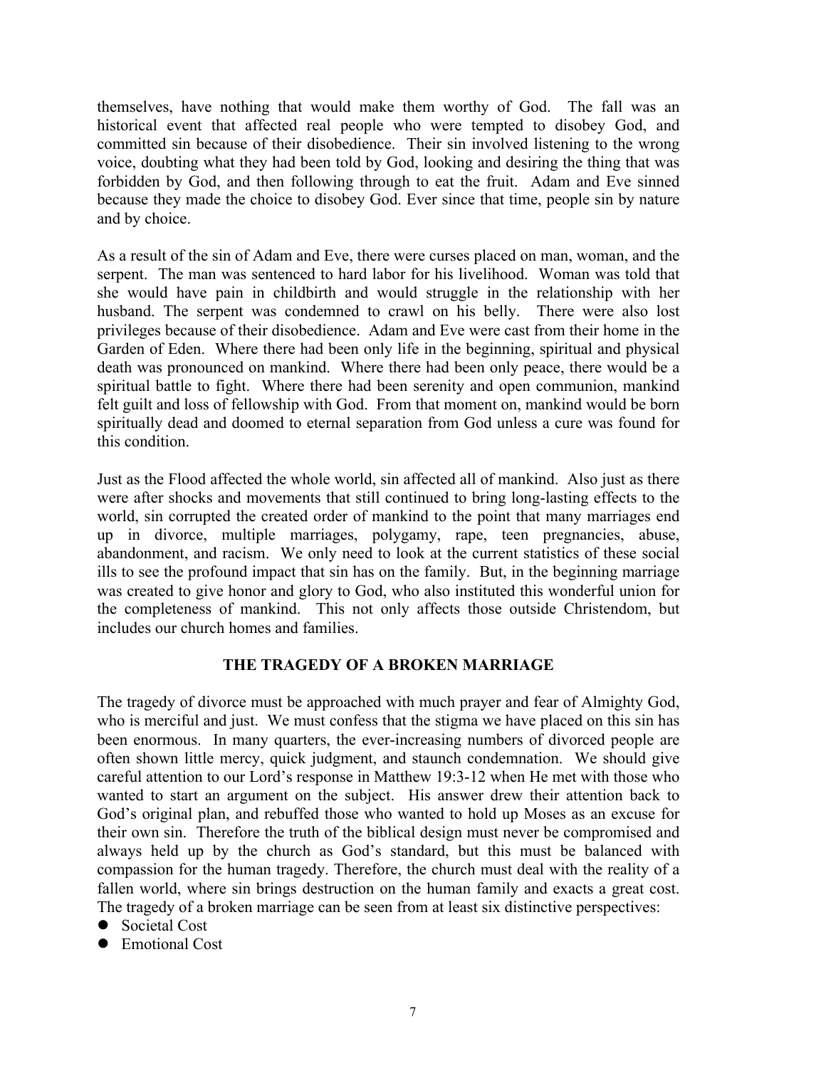themselves, have nothing that would make them worthy of God. The fall was an historical event that affected real people who were tempted to disobey God, and committed sin because of their disobedience. Their sin involved listening to the wrong voice, doubting what they had been told by God, looking and desiring the thing that was forbidden by God, and then following through to eat the fruit. Adam and Eve sinned because they made the choice to disobey God. Ever since that time, people sin by nature and by choice.

As a result of the sin of Adam and Eve, there were curses placed on man, woman, and the serpent. The man was sentenced to hard labor for his livelihood. Woman was told that she would have pain in childbirth and would struggle in the relationship with her husband. The serpent was condemned to crawl on his belly. There were also lost privileges because of their disobedience. Adam and Eve were cast from their home in the Garden of Eden. Where there had been only life in the beginning, spiritual and physical death was pronounced on mankind. Where there had been only peace, there would be a spiritual battle to fight. Where there had been serenity and open communion, mankind felt guilt and loss of fellowship with God. From that moment on, mankind would be born spiritually dead and doomed to eternal separation from God unless a cure was found for this condition.

Just as the Flood affected the whole world, sin affected all of mankind. Also just as there were after shocks and movements that still continued to bring long-lasting effects to the world, sin corrupted the created order of mankind to the point that many marriages end up in divorce, multiple marriages, polygamy, rape, teen pregnancies, abuse, abandonment, and racism. We only need to look at the current statistics of these social ills to see the profound impact that sin has on the family. But, in the beginning marriage was created to give honor and glory to God, who also instituted this wonderful union for the completeness of mankind. This not only affects those outside Christendom, but includes our church homes and families.

## THE TRAGEDY OF A BROKEN MARRIAGE

The tragedy of divorce must be approached with much prayer and fear of Almighty God, who is merciful and just. We must confess that the stigma we have placed on this sin has been enormous. In many quarters, the ever-increasing numbers of divorced people are often shown little mercy, quick judgment, and staunch condemnation. We should give careful attention to our Lord's response in Matthew 19:3-12 when He met with those who wanted to start an argument on the subject. His answer drew their attention back to God's original plan, and rebuffed those who wanted to hold up Moses as an excuse for their own sin. Therefore the truth of the biblical design must never be compromised and always held up by the church as God's standard, but this must be balanced with compassion for the human tragedy. Therefore, the church must deal with the reality of a fallen world, where sin brings destruction on the human family and exacts a great cost. The tragedy of a broken marriage can be seen from at least six distinctive perspectives:

- Societal Cost
- Emotional Cost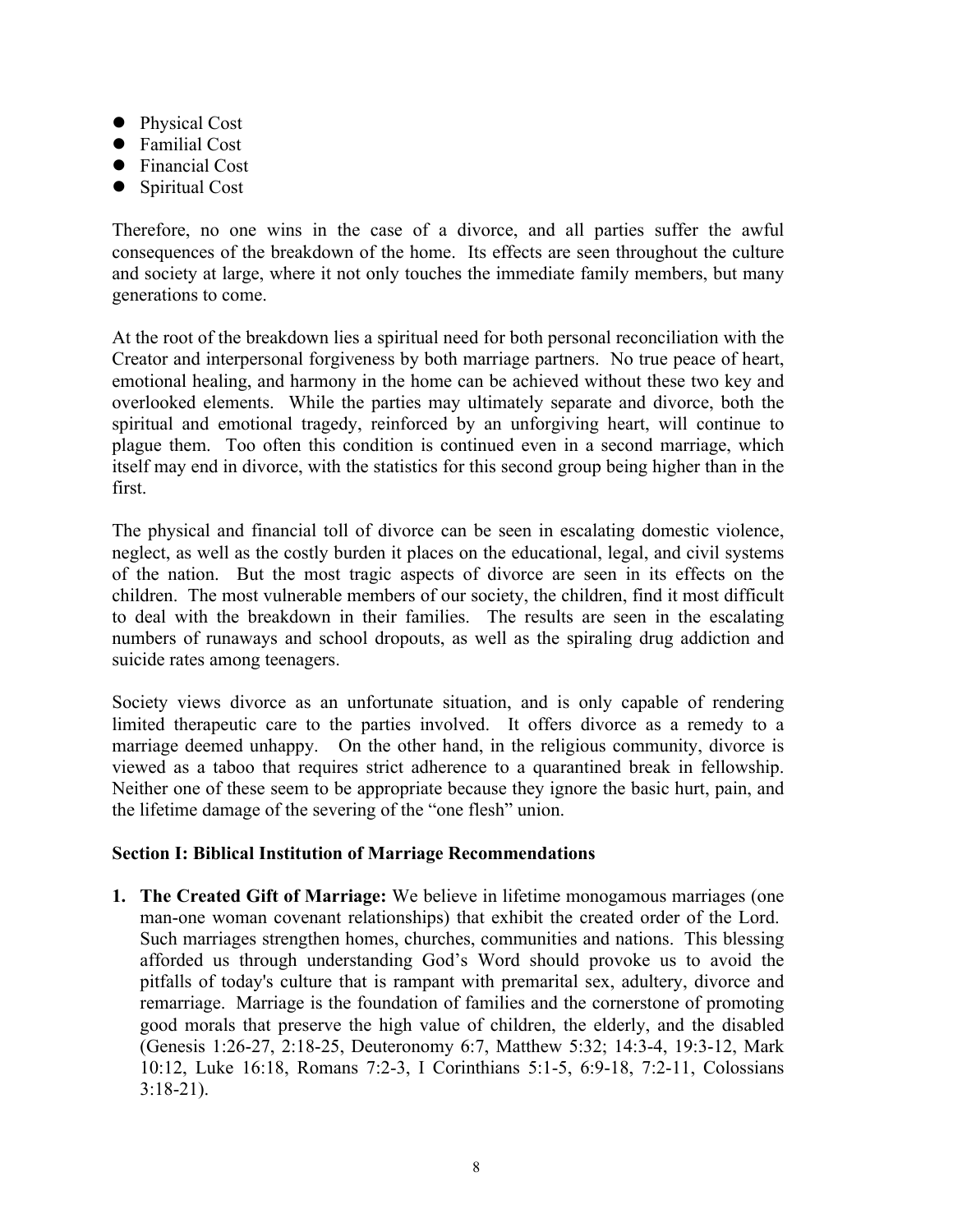- Physical Cost
- Familial Cost
- Financial Cost
- Spiritual Cost

Therefore, no one wins in the case of a divorce, and all parties suffer the awful consequences of the breakdown of the home. Its effects are seen throughout the culture and society at large, where it not only touches the immediate family members, but many generations to come.

At the root of the breakdown lies a spiritual need for both personal reconciliation with the Creator and interpersonal forgiveness by both marriage partners. No true peace of heart, emotional healing, and harmony in the home can be achieved without these two key and overlooked elements. While the parties may ultimately separate and divorce, both the spiritual and emotional tragedy, reinforced by an unforgiving heart, will continue to plague them. Too often this condition is continued even in a second marriage, which itself may end in divorce, with the statistics for this second group being higher than in the first.

The physical and financial toll of divorce can be seen in escalating domestic violence, neglect, as well as the costly burden it places on the educational, legal, and civil systems of the nation. But the most tragic aspects of divorce are seen in its effects on the children. The most vulnerable members of our society, the children, find it most difficult to deal with the breakdown in their families. The results are seen in the escalating numbers of runaways and school dropouts, as well as the spiraling drug addiction and suicide rates among teenagers.

Society views divorce as an unfortunate situation, and is only capable of rendering limited therapeutic care to the parties involved. It offers divorce as a remedy to a marriage deemed unhappy. On the other hand, in the religious community, divorce is viewed as a taboo that requires strict adherence to a quarantined break in fellowship. Neither one of these seem to be appropriate because they ignore the basic hurt, pain, and the lifetime damage of the severing of the "one flesh" union.

**Section I: Biblical Institution of Marriage Recommendations**

1. **The Created Gift of Marriage:** We believe in lifetime monogamous marriages (one man-one woman covenant relationships) that exhibit the created order of the Lord. Such marriages strengthen homes, churches, communities and nations. This blessing afforded us through understanding God's Word should provoke us to avoid the pitfalls of today's culture that is rampant with premarital sex, adultery, divorce and remarriage. Marriage is the foundation of families and the cornerstone of promoting good morals that preserve the high value of children, the elderly, and the disabled (Genesis 1:26-27, 2:18-25, Deuteronomy 6:7, Matthew 5:32; 14:3-4, 19:3-12, Mark 10:12, Luke 16:18, Romans 7:2-3, I Corinthians 5:1-5, 6:9-18, 7:2-11, Colossians 3:18-21).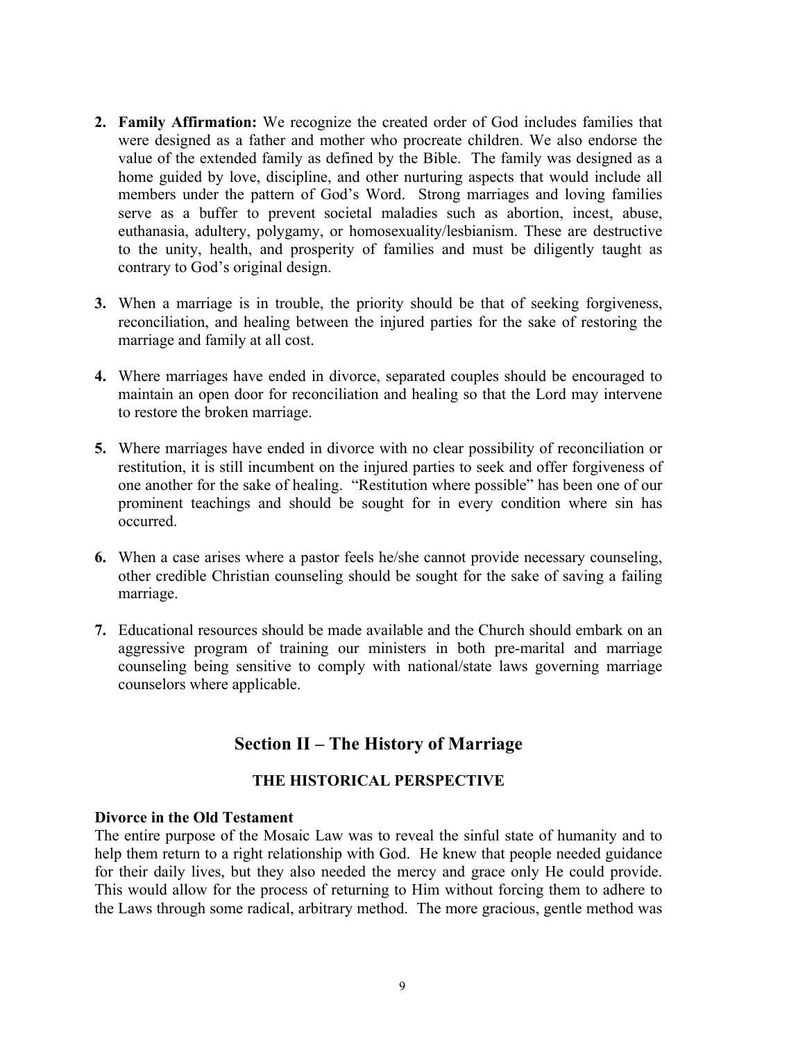2. **Family Affirmation:** We recognize the created order of God includes families that were designed as a father and mother who procreate children. We also endorse the value of the extended family as defined by the Bible. The family was designed as a home guided by love, discipline, and other nurturing aspects that would include all members under the pattern of God's Word. Strong marriages and loving families serve as a buffer to prevent societal maladies such as abortion, incest, abuse, euthanasia, adultery, polygamy, or homosexuality/lesbianism. These are destructive to the unity, health, and prosperity of families and must be diligently taught as contrary to God's original design.

3. When a marriage is in trouble, the priority should be that of seeking forgiveness, reconciliation, and healing between the injured parties for the sake of restoring the marriage and family at all cost.

4. Where marriages have ended in divorce, separated couples should be encouraged to maintain an open door for reconciliation and healing so that the Lord may intervene to restore the broken marriage.

5. Where marriages have ended in divorce with no clear possibility of reconciliation or restitution, it is still incumbent on the injured parties to seek and offer forgiveness of one another for the sake of healing. "Restitution where possible" has been one of our prominent teachings and should be sought for in every condition where sin has occurred.

6. When a case arises where a pastor feels he/she cannot provide necessary counseling, other credible Christian counseling should be sought for the sake of saving a failing marriage.

7. Educational resources should be made available and the Church should embark on an aggressive program of training our ministers in both pre-marital and marriage counseling being sensitive to comply with national/state laws governing marriage counselors where applicable.

## Section II – The History of Marriage

### THE HISTORICAL PERSPECTIVE

**Divorce in the Old Testament**

The entire purpose of the Mosaic Law was to reveal the sinful state of humanity and to help them return to a right relationship with God. He knew that people needed guidance for their daily lives, but they also needed the mercy and grace only He could provide. This would allow for the process of returning to Him without forcing them to adhere to the Laws through some radical, arbitrary method. The more gracious, gentle method was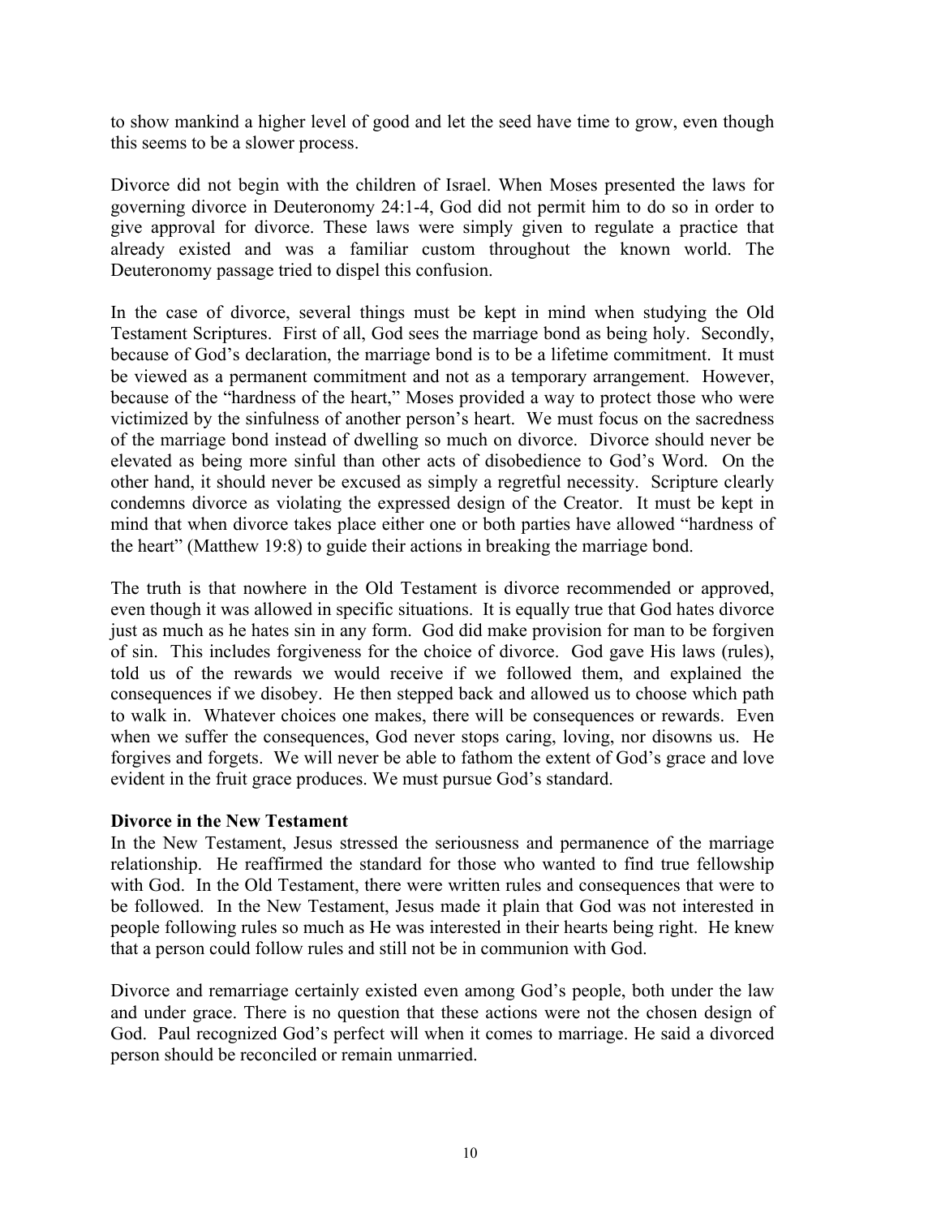to show mankind a higher level of good and let the seed have time to grow, even though this seems to be a slower process.

Divorce did not begin with the children of Israel. When Moses presented the laws for governing divorce in Deuteronomy 24:1-4, God did not permit him to do so in order to give approval for divorce. These laws were simply given to regulate a practice that already existed and was a familiar custom throughout the known world. The Deuteronomy passage tried to dispel this confusion.

In the case of divorce, several things must be kept in mind when studying the Old Testament Scriptures. First of all, God sees the marriage bond as being holy. Secondly, because of God's declaration, the marriage bond is to be a lifetime commitment. It must be viewed as a permanent commitment and not as a temporary arrangement. However, because of the "hardness of the heart," Moses provided a way to protect those who were victimized by the sinfulness of another person's heart. We must focus on the sacredness of the marriage bond instead of dwelling so much on divorce. Divorce should never be elevated as being more sinful than other acts of disobedience to God's Word. On the other hand, it should never be excused as simply a regretful necessity. Scripture clearly condemns divorce as violating the expressed design of the Creator. It must be kept in mind that when divorce takes place either one or both parties have allowed "hardness of the heart" (Matthew 19:8) to guide their actions in breaking the marriage bond.

The truth is that nowhere in the Old Testament is divorce recommended or approved, even though it was allowed in specific situations. It is equally true that God hates divorce just as much as he hates sin in any form. God did make provision for man to be forgiven of sin. This includes forgiveness for the choice of divorce. God gave His laws (rules), told us of the rewards we would receive if we followed them, and explained the consequences if we disobey. He then stepped back and allowed us to choose which path to walk in. Whatever choices one makes, there will be consequences or rewards. Even when we suffer the consequences, God never stops caring, loving, nor disowns us. He forgives and forgets. We will never be able to fathom the extent of God's grace and love evident in the fruit grace produces. We must pursue God's standard.

**Divorce in the New Testament**

In the New Testament, Jesus stressed the seriousness and permanence of the marriage relationship. He reaffirmed the standard for those who wanted to find true fellowship with God. In the Old Testament, there were written rules and consequences that were to be followed. In the New Testament, Jesus made it plain that God was not interested in people following rules so much as He was interested in their hearts being right. He knew that a person could follow rules and still not be in communion with God.

Divorce and remarriage certainly existed even among God's people, both under the law and under grace. There is no question that these actions were not the chosen design of God. Paul recognized God's perfect will when it comes to marriage. He said a divorced person should be reconciled or remain unmarried.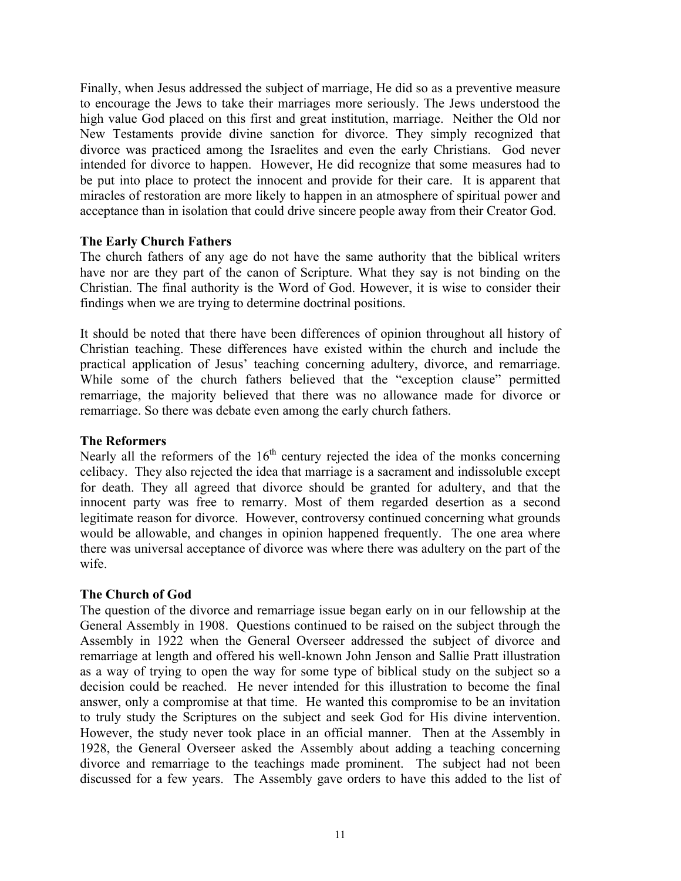Finally, when Jesus addressed the subject of marriage, He did so as a preventive measure to encourage the Jews to take their marriages more seriously. The Jews understood the high value God placed on this first and great institution, marriage. Neither the Old nor New Testaments provide divine sanction for divorce. They simply recognized that divorce was practiced among the Israelites and even the early Christians. God never intended for divorce to happen. However, He did recognize that some measures had to be put into place to protect the innocent and provide for their care. It is apparent that miracles of restoration are more likely to happen in an atmosphere of spiritual power and acceptance than in isolation that could drive sincere people away from their Creator God.

**The Early Church Fathers**

The church fathers of any age do not have the same authority that the biblical writers have nor are they part of the canon of Scripture. What they say is not binding on the Christian. The final authority is the Word of God. However, it is wise to consider their findings when we are trying to determine doctrinal positions.

It should be noted that there have been differences of opinion throughout all history of Christian teaching. These differences have existed within the church and include the practical application of Jesus' teaching concerning adultery, divorce, and remarriage. While some of the church fathers believed that the "exception clause" permitted remarriage, the majority believed that there was no allowance made for divorce or remarriage. So there was debate even among the early church fathers.

**The Reformers**

Nearly all the reformers of the 16th century rejected the idea of the monks concerning celibacy. They also rejected the idea that marriage is a sacrament and indissoluble except for death. They all agreed that divorce should be granted for adultery, and that the innocent party was free to remarry. Most of them regarded desertion as a second legitimate reason for divorce. However, controversy continued concerning what grounds would be allowable, and changes in opinion happened frequently. The one area where there was universal acceptance of divorce was where there was adultery on the part of the wife.

**The Church of God**

The question of the divorce and remarriage issue began early on in our fellowship at the General Assembly in 1908. Questions continued to be raised on the subject through the Assembly in 1922 when the General Overseer addressed the subject of divorce and remarriage at length and offered his well-known John Jenson and Sallie Pratt illustration as a way of trying to open the way for some type of biblical study on the subject so a decision could be reached. He never intended for this illustration to become the final answer, only a compromise at that time. He wanted this compromise to be an invitation to truly study the Scriptures on the subject and seek God for His divine intervention. However, the study never took place in an official manner. Then at the Assembly in 1928, the General Overseer asked the Assembly about adding a teaching concerning divorce and remarriage to the teachings made prominent. The subject had not been discussed for a few years. The Assembly gave orders to have this added to the list of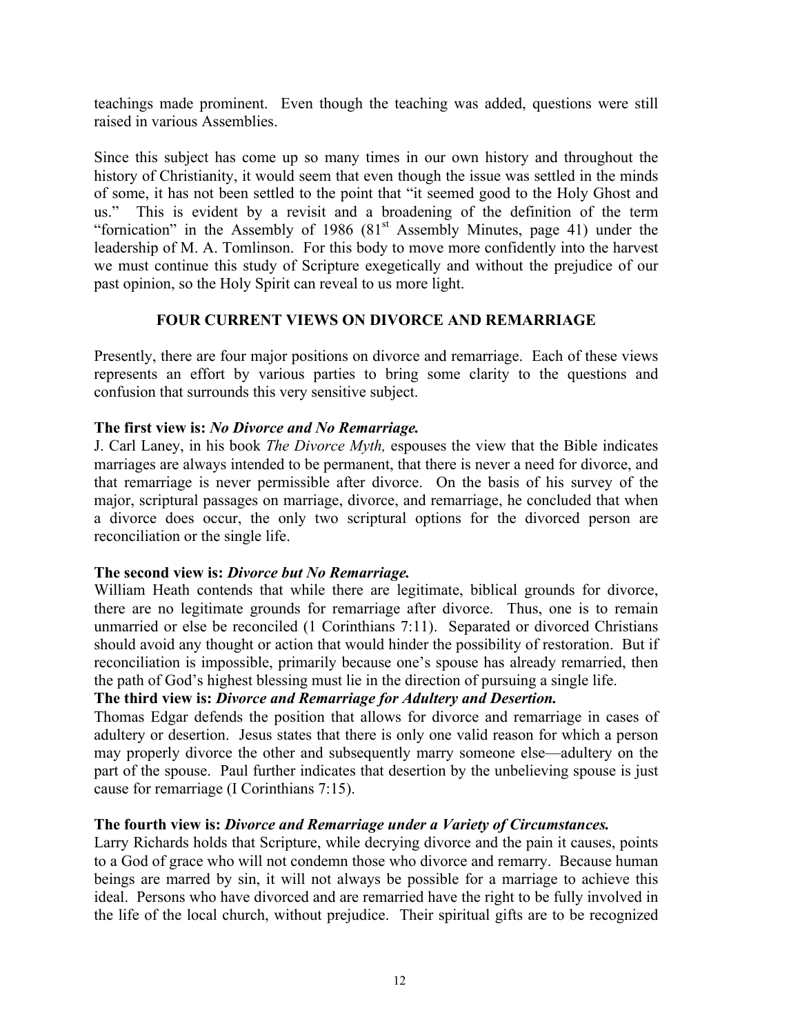teachings made prominent. Even though the teaching was added, questions were still raised in various Assemblies.

Since this subject has come up so many times in our own history and throughout the history of Christianity, it would seem that even though the issue was settled in the minds of some, it has not been settled to the point that "it seemed good to the Holy Ghost and us." This is evident by a revisit and a broadening of the definition of the term "fornication" in the Assembly of 1986 (81st Assembly Minutes, page 41) under the leadership of M. A. Tomlinson. For this body to move more confidently into the harvest we must continue this study of Scripture exegetically and without the prejudice of our past opinion, so the Holy Spirit can reveal to us more light.

## FOUR CURRENT VIEWS ON DIVORCE AND REMARRIAGE

Presently, there are four major positions on divorce and remarriage. Each of these views represents an effort by various parties to bring some clarity to the questions and confusion that surrounds this very sensitive subject.

**The first view is:** ***No Divorce and No Remarriage.***
J. Carl Laney, in his book *The Divorce Myth,* espouses the view that the Bible indicates marriages are always intended to be permanent, that there is never a need for divorce, and that remarriage is never permissible after divorce. On the basis of his survey of the major, scriptural passages on marriage, divorce, and remarriage, he concluded that when a divorce does occur, the only two scriptural options for the divorced person are reconciliation or the single life.

**The second view is:** ***Divorce but No Remarriage.***
William Heath contends that while there are legitimate, biblical grounds for divorce, there are no legitimate grounds for remarriage after divorce. Thus, one is to remain unmarried or else be reconciled (1 Corinthians 7:11). Separated or divorced Christians should avoid any thought or action that would hinder the possibility of restoration. But if reconciliation is impossible, primarily because one's spouse has already remarried, then the path of God's highest blessing must lie in the direction of pursuing a single life.

**The third view is:** ***Divorce and Remarriage for Adultery and Desertion.***
Thomas Edgar defends the position that allows for divorce and remarriage in cases of adultery or desertion. Jesus states that there is only one valid reason for which a person may properly divorce the other and subsequently marry someone else—adultery on the part of the spouse. Paul further indicates that desertion by the unbelieving spouse is just cause for remarriage (I Corinthians 7:15).

**The fourth view is:** ***Divorce and Remarriage under a Variety of Circumstances.***
Larry Richards holds that Scripture, while decrying divorce and the pain it causes, points to a God of grace who will not condemn those who divorce and remarry. Because human beings are marred by sin, it will not always be possible for a marriage to achieve this ideal. Persons who have divorced and are remarried have the right to be fully involved in the life of the local church, without prejudice. Their spiritual gifts are to be recognized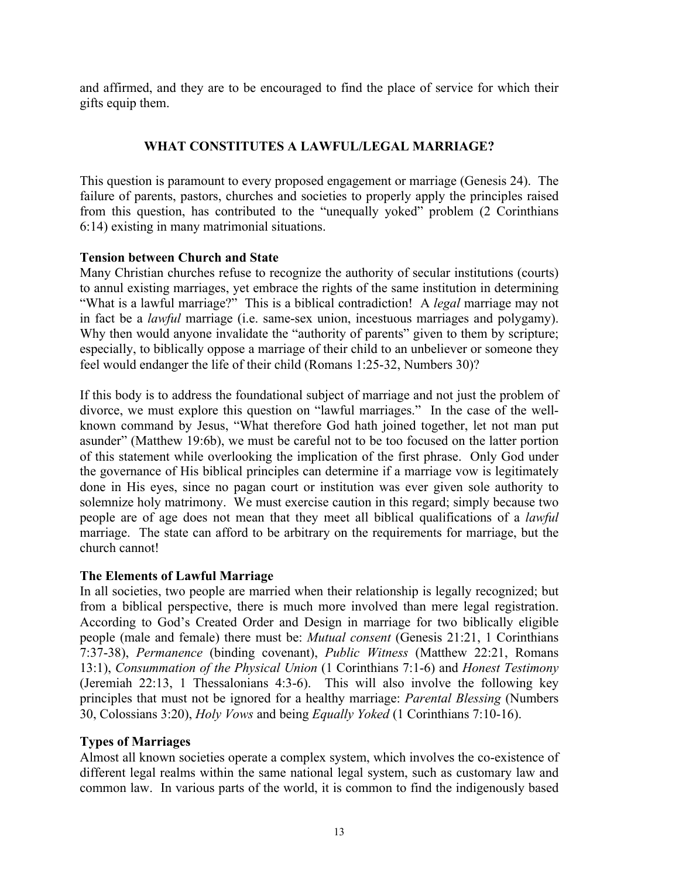and affirmed, and they are to be encouraged to find the place of service for which their gifts equip them.

## WHAT CONSTITUTES A LAWFUL/LEGAL MARRIAGE?

This question is paramount to every proposed engagement or marriage (Genesis 24). The failure of parents, pastors, churches and societies to properly apply the principles raised from this question, has contributed to the "unequally yoked" problem (2 Corinthians 6:14) existing in many matrimonial situations.

### Tension between Church and State

Many Christian churches refuse to recognize the authority of secular institutions (courts) to annul existing marriages, yet embrace the rights of the same institution in determining "What is a lawful marriage?" This is a biblical contradiction! A *legal* marriage may not in fact be a *lawful* marriage (i.e. same-sex union, incestuous marriages and polygamy). Why then would anyone invalidate the "authority of parents" given to them by scripture; especially, to biblically oppose a marriage of their child to an unbeliever or someone they feel would endanger the life of their child (Romans 1:25-32, Numbers 30)?

If this body is to address the foundational subject of marriage and not just the problem of divorce, we must explore this question on "lawful marriages." In the case of the well-known command by Jesus, "What therefore God hath joined together, let not man put asunder" (Matthew 19:6b), we must be careful not to be too focused on the latter portion of this statement while overlooking the implication of the first phrase. Only God under the governance of His biblical principles can determine if a marriage vow is legitimately done in His eyes, since no pagan court or institution was ever given sole authority to solemnize holy matrimony. We must exercise caution in this regard; simply because two people are of age does not mean that they meet all biblical qualifications of a *lawful* marriage. The state can afford to be arbitrary on the requirements for marriage, but the church cannot!

### The Elements of Lawful Marriage

In all societies, two people are married when their relationship is legally recognized; but from a biblical perspective, there is much more involved than mere legal registration. According to God's Created Order and Design in marriage for two biblically eligible people (male and female) there must be: *Mutual consent* (Genesis 21:21, 1 Corinthians 7:37-38), *Permanence* (binding covenant), *Public Witness* (Matthew 22:21, Romans 13:1), *Consummation of the Physical Union* (1 Corinthians 7:1-6) and *Honest Testimony* (Jeremiah 22:13, 1 Thessalonians 4:3-6). This will also involve the following key principles that must not be ignored for a healthy marriage: *Parental Blessing* (Numbers 30, Colossians 3:20), *Holy Vows* and being *Equally Yoked* (1 Corinthians 7:10-16).

### Types of Marriages

Almost all known societies operate a complex system, which involves the co-existence of different legal realms within the same national legal system, such as customary law and common law. In various parts of the world, it is common to find the indigenously based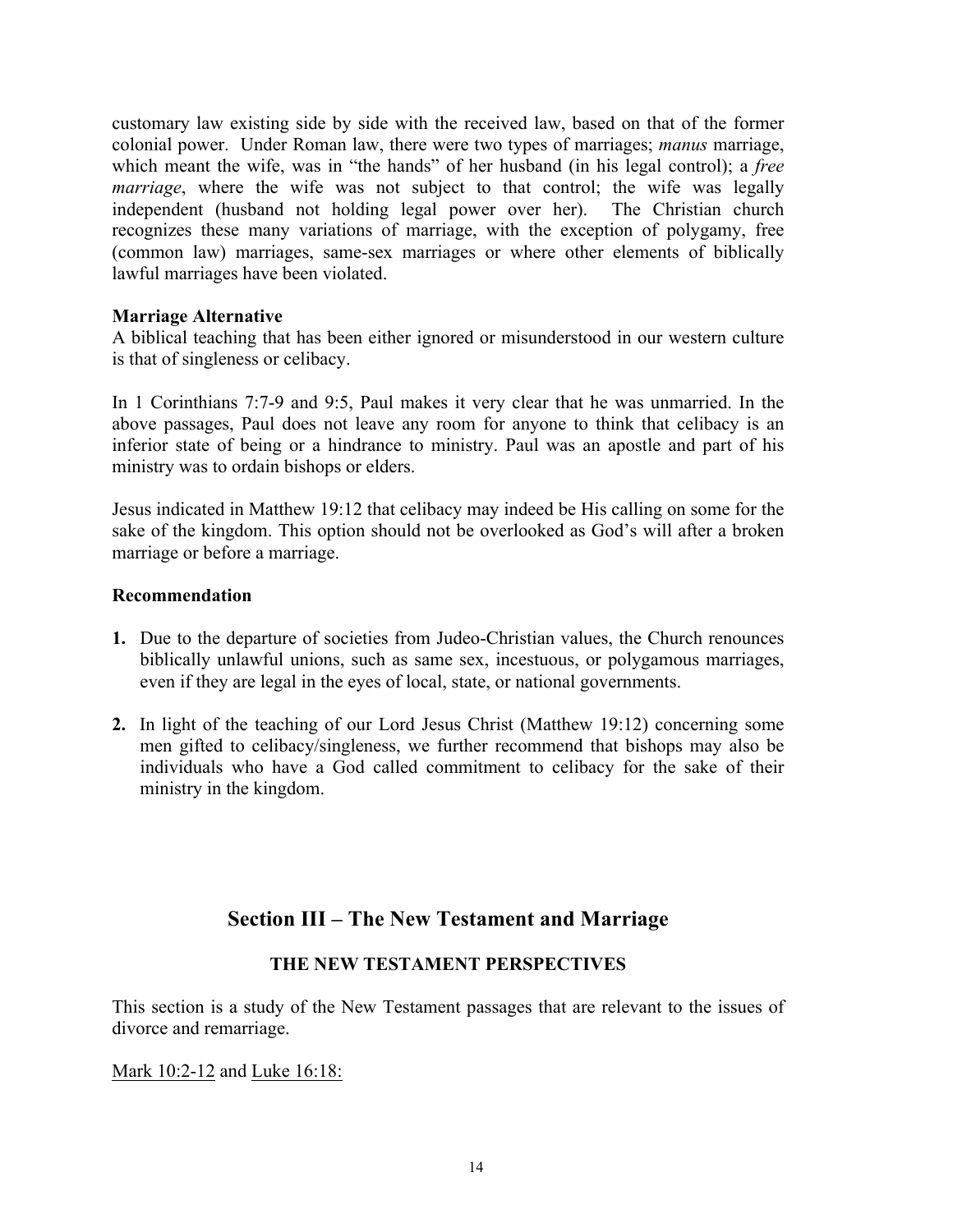customary law existing side by side with the received law, based on that of the former colonial power. Under Roman law, there were two types of marriages; *manus* marriage, which meant the wife, was in "the hands" of her husband (in his legal control); a *free marriage*, where the wife was not subject to that control; the wife was legally independent (husband not holding legal power over her). The Christian church recognizes these many variations of marriage, with the exception of polygamy, free (common law) marriages, same-sex marriages or where other elements of biblically lawful marriages have been violated.

**Marriage Alternative**

A biblical teaching that has been either ignored or misunderstood in our western culture is that of singleness or celibacy.

In 1 Corinthians 7:7-9 and 9:5, Paul makes it very clear that he was unmarried. In the above passages, Paul does not leave any room for anyone to think that celibacy is an inferior state of being or a hindrance to ministry. Paul was an apostle and part of his ministry was to ordain bishops or elders.

Jesus indicated in Matthew 19:12 that celibacy may indeed be His calling on some for the sake of the kingdom. This option should not be overlooked as God's will after a broken marriage or before a marriage.

**Recommendation**

1. Due to the departure of societies from Judeo-Christian values, the Church renounces biblically unlawful unions, such as same sex, incestuous, or polygamous marriages, even if they are legal in the eyes of local, state, or national governments.

2. In light of the teaching of our Lord Jesus Christ (Matthew 19:12) concerning some men gifted to celibacy/singleness, we further recommend that bishops may also be individuals who have a God called commitment to celibacy for the sake of their ministry in the kingdom.

## Section III – The New Testament and Marriage

### THE NEW TESTAMENT PERSPECTIVES

This section is a study of the New Testament passages that are relevant to the issues of divorce and remarriage.

<u>Mark 10:2-12</u> and <u>Luke 16:18:</u>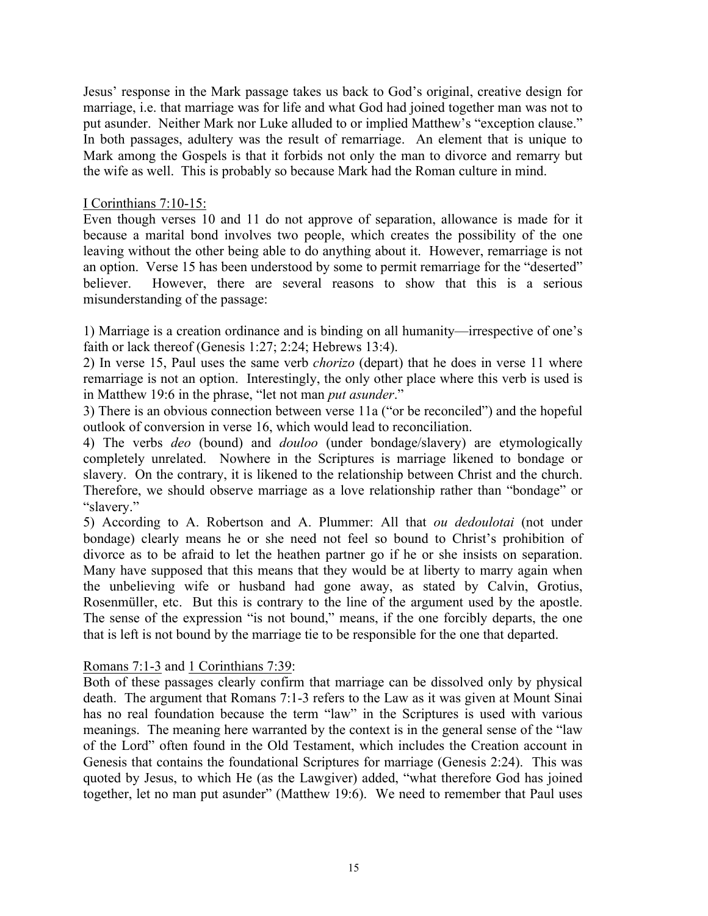Jesus' response in the Mark passage takes us back to God's original, creative design for marriage, i.e. that marriage was for life and what God had joined together man was not to put asunder. Neither Mark nor Luke alluded to or implied Matthew's "exception clause." In both passages, adultery was the result of remarriage. An element that is unique to Mark among the Gospels is that it forbids not only the man to divorce and remarry but the wife as well. This is probably so because Mark had the Roman culture in mind.

<u>I Corinthians 7:10-15:</u>

Even though verses 10 and 11 do not approve of separation, allowance is made for it because a marital bond involves two people, which creates the possibility of the one leaving without the other being able to do anything about it. However, remarriage is not an option. Verse 15 has been understood by some to permit remarriage for the "deserted" believer. However, there are several reasons to show that this is a serious misunderstanding of the passage:

1) Marriage is a creation ordinance and is binding on all humanity—irrespective of one's faith or lack thereof (Genesis 1:27; 2:24; Hebrews 13:4).
2) In verse 15, Paul uses the same verb *chorizo* (depart) that he does in verse 11 where remarriage is not an option. Interestingly, the only other place where this verb is used is in Matthew 19:6 in the phrase, "let not man *put asunder*."
3) There is an obvious connection between verse 11a ("or be reconciled") and the hopeful outlook of conversion in verse 16, which would lead to reconciliation.
4) The verbs *deo* (bound) and *douloo* (under bondage/slavery) are etymologically completely unrelated. Nowhere in the Scriptures is marriage likened to bondage or slavery. On the contrary, it is likened to the relationship between Christ and the church. Therefore, we should observe marriage as a love relationship rather than "bondage" or "slavery."
5) According to A. Robertson and A. Plummer: All that *ou dedoulotai* (not under bondage) clearly means he or she need not feel so bound to Christ's prohibition of divorce as to be afraid to let the heathen partner go if he or she insists on separation. Many have supposed that this means that they would be at liberty to marry again when the unbelieving wife or husband had gone away, as stated by Calvin, Grotius, Rosenmüller, etc. But this is contrary to the line of the argument used by the apostle. The sense of the expression "is not bound," means, if the one forcibly departs, the one that is left is not bound by the marriage tie to be responsible for the one that departed.

<u>Romans 7:1-3</u> and <u>1 Corinthians 7:39</u>:

Both of these passages clearly confirm that marriage can be dissolved only by physical death. The argument that Romans 7:1-3 refers to the Law as it was given at Mount Sinai has no real foundation because the term "law" in the Scriptures is used with various meanings. The meaning here warranted by the context is in the general sense of the "law of the Lord" often found in the Old Testament, which includes the Creation account in Genesis that contains the foundational Scriptures for marriage (Genesis 2:24). This was quoted by Jesus, to which He (as the Lawgiver) added, "what therefore God has joined together, let no man put asunder" (Matthew 19:6). We need to remember that Paul uses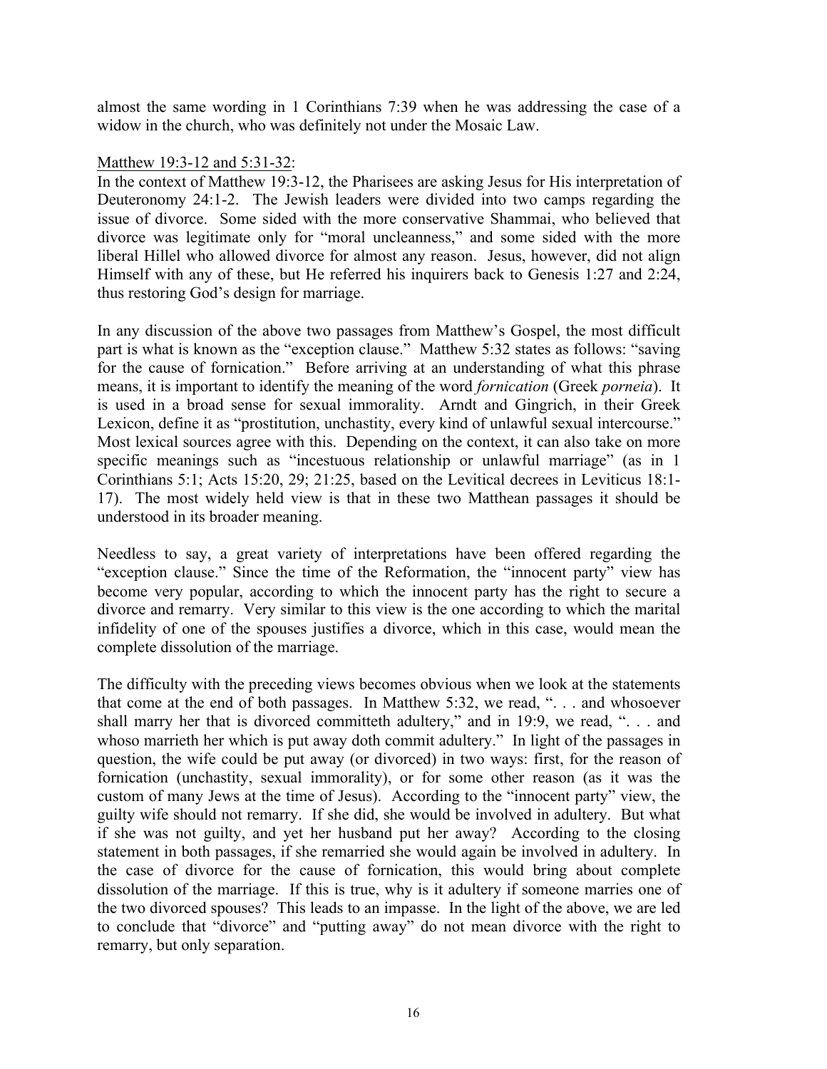almost the same wording in 1 Corinthians 7:39 when he was addressing the case of a widow in the church, who was definitely not under the Mosaic Law.

Matthew 19:3-12 and 5:31-32:

In the context of Matthew 19:3-12, the Pharisees are asking Jesus for His interpretation of Deuteronomy 24:1-2. The Jewish leaders were divided into two camps regarding the issue of divorce. Some sided with the more conservative Shammai, who believed that divorce was legitimate only for "moral uncleanness," and some sided with the more liberal Hillel who allowed divorce for almost any reason. Jesus, however, did not align Himself with any of these, but He referred his inquirers back to Genesis 1:27 and 2:24, thus restoring God's design for marriage.

In any discussion of the above two passages from Matthew's Gospel, the most difficult part is what is known as the "exception clause." Matthew 5:32 states as follows: "saving for the cause of fornication." Before arriving at an understanding of what this phrase means, it is important to identify the meaning of the word *fornication* (Greek *porneia*). It is used in a broad sense for sexual immorality. Arndt and Gingrich, in their Greek Lexicon, define it as "prostitution, unchastity, every kind of unlawful sexual intercourse." Most lexical sources agree with this. Depending on the context, it can also take on more specific meanings such as "incestuous relationship or unlawful marriage" (as in 1 Corinthians 5:1; Acts 15:20, 29; 21:25, based on the Levitical decrees in Leviticus 18:1-17). The most widely held view is that in these two Matthean passages it should be understood in its broader meaning.

Needless to say, a great variety of interpretations have been offered regarding the "exception clause." Since the time of the Reformation, the "innocent party" view has become very popular, according to which the innocent party has the right to secure a divorce and remarry. Very similar to this view is the one according to which the marital infidelity of one of the spouses justifies a divorce, which in this case, would mean the complete dissolution of the marriage.

The difficulty with the preceding views becomes obvious when we look at the statements that come at the end of both passages. In Matthew 5:32, we read, ". . . and whosoever shall marry her that is divorced committeth adultery," and in 19:9, we read, ". . . and whoso marrieth her which is put away doth commit adultery." In light of the passages in question, the wife could be put away (or divorced) in two ways: first, for the reason of fornication (unchastity, sexual immorality), or for some other reason (as it was the custom of many Jews at the time of Jesus). According to the "innocent party" view, the guilty wife should not remarry. If she did, she would be involved in adultery. But what if she was not guilty, and yet her husband put her away? According to the closing statement in both passages, if she remarried she would again be involved in adultery. In the case of divorce for the cause of fornication, this would bring about complete dissolution of the marriage. If this is true, why is it adultery if someone marries one of the two divorced spouses? This leads to an impasse. In the light of the above, we are led to conclude that "divorce" and "putting away" do not mean divorce with the right to remarry, but only separation.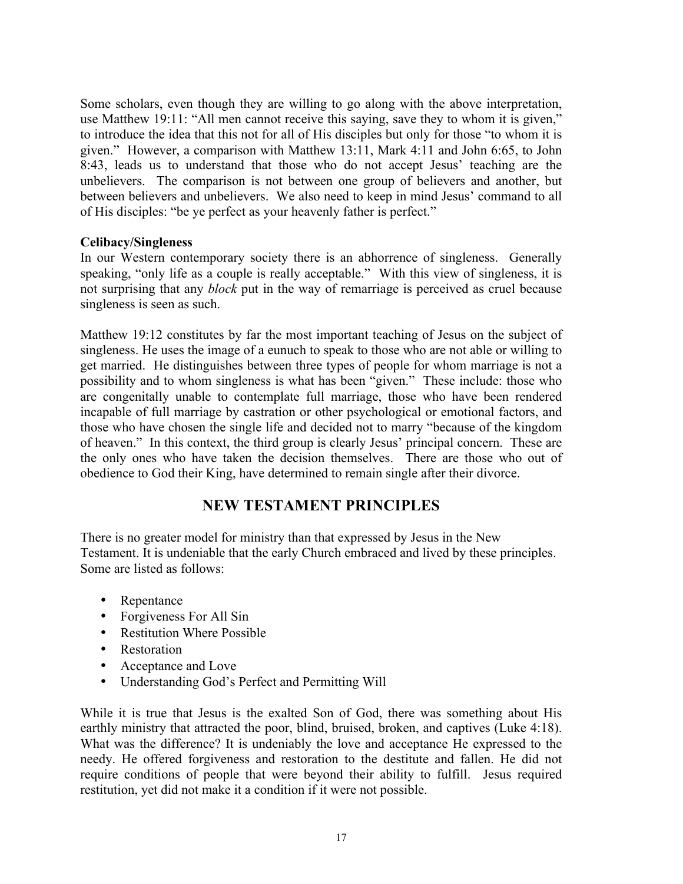Some scholars, even though they are willing to go along with the above interpretation, use Matthew 19:11: "All men cannot receive this saying, save they to whom it is given," to introduce the idea that this not for all of His disciples but only for those "to whom it is given." However, a comparison with Matthew 13:11, Mark 4:11 and John 6:65, to John 8:43, leads us to understand that those who do not accept Jesus' teaching are the unbelievers. The comparison is not between one group of believers and another, but between believers and unbelievers. We also need to keep in mind Jesus' command to all of His disciples: "be ye perfect as your heavenly father is perfect."

**Celibacy/Singleness**

In our Western contemporary society there is an abhorrence of singleness. Generally speaking, "only life as a couple is really acceptable." With this view of singleness, it is not surprising that any *block* put in the way of remarriage is perceived as cruel because singleness is seen as such.

Matthew 19:12 constitutes by far the most important teaching of Jesus on the subject of singleness. He uses the image of a eunuch to speak to those who are not able or willing to get married. He distinguishes between three types of people for whom marriage is not a possibility and to whom singleness is what has been "given." These include: those who are congenitally unable to contemplate full marriage, those who have been rendered incapable of full marriage by castration or other psychological or emotional factors, and those who have chosen the single life and decided not to marry "because of the kingdom of heaven." In this context, the third group is clearly Jesus' principal concern. These are the only ones who have taken the decision themselves. There are those who out of obedience to God their King, have determined to remain single after their divorce.

## NEW TESTAMENT PRINCIPLES

There is no greater model for ministry than that expressed by Jesus in the New Testament. It is undeniable that the early Church embraced and lived by these principles. Some are listed as follows:

- Repentance
- Forgiveness For All Sin
- Restitution Where Possible
- Restoration
- Acceptance and Love
- Understanding God's Perfect and Permitting Will

While it is true that Jesus is the exalted Son of God, there was something about His earthly ministry that attracted the poor, blind, bruised, broken, and captives (Luke 4:18). What was the difference? It is undeniably the love and acceptance He expressed to the needy. He offered forgiveness and restoration to the destitute and fallen. He did not require conditions of people that were beyond their ability to fulfill. Jesus required restitution, yet did not make it a condition if it were not possible.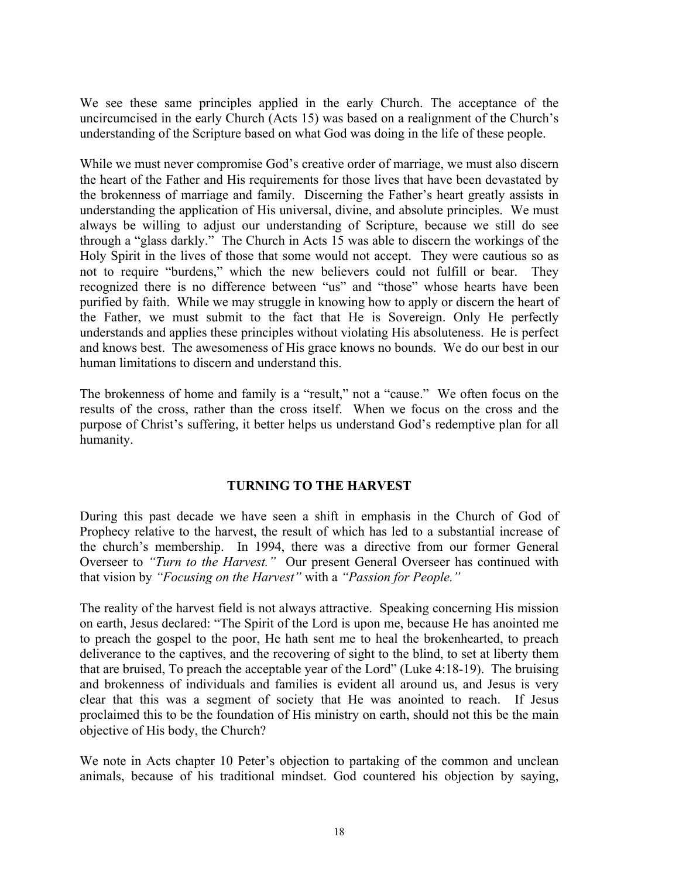We see these same principles applied in the early Church. The acceptance of the uncircumcised in the early Church (Acts 15) was based on a realignment of the Church's understanding of the Scripture based on what God was doing in the life of these people.

While we must never compromise God's creative order of marriage, we must also discern the heart of the Father and His requirements for those lives that have been devastated by the brokenness of marriage and family. Discerning the Father's heart greatly assists in understanding the application of His universal, divine, and absolute principles. We must always be willing to adjust our understanding of Scripture, because we still do see through a "glass darkly." The Church in Acts 15 was able to discern the workings of the Holy Spirit in the lives of those that some would not accept. They were cautious so as not to require "burdens," which the new believers could not fulfill or bear. They recognized there is no difference between "us" and "those" whose hearts have been purified by faith. While we may struggle in knowing how to apply or discern the heart of the Father, we must submit to the fact that He is Sovereign. Only He perfectly understands and applies these principles without violating His absoluteness. He is perfect and knows best. The awesomeness of His grace knows no bounds. We do our best in our human limitations to discern and understand this.

The brokenness of home and family is a "result," not a "cause." We often focus on the results of the cross, rather than the cross itself. When we focus on the cross and the purpose of Christ's suffering, it better helps us understand God's redemptive plan for all humanity.

## TURNING TO THE HARVEST

During this past decade we have seen a shift in emphasis in the Church of God of Prophecy relative to the harvest, the result of which has led to a substantial increase of the church's membership. In 1994, there was a directive from our former General Overseer to *"Turn to the Harvest."* Our present General Overseer has continued with that vision by *"Focusing on the Harvest"* with a *"Passion for People."*

The reality of the harvest field is not always attractive. Speaking concerning His mission on earth, Jesus declared: "The Spirit of the Lord is upon me, because He has anointed me to preach the gospel to the poor, He hath sent me to heal the brokenhearted, to preach deliverance to the captives, and the recovering of sight to the blind, to set at liberty them that are bruised, To preach the acceptable year of the Lord" (Luke 4:18-19). The bruising and brokenness of individuals and families is evident all around us, and Jesus is very clear that this was a segment of society that He was anointed to reach. If Jesus proclaimed this to be the foundation of His ministry on earth, should not this be the main objective of His body, the Church?

We note in Acts chapter 10 Peter's objection to partaking of the common and unclean animals, because of his traditional mindset. God countered his objection by saying,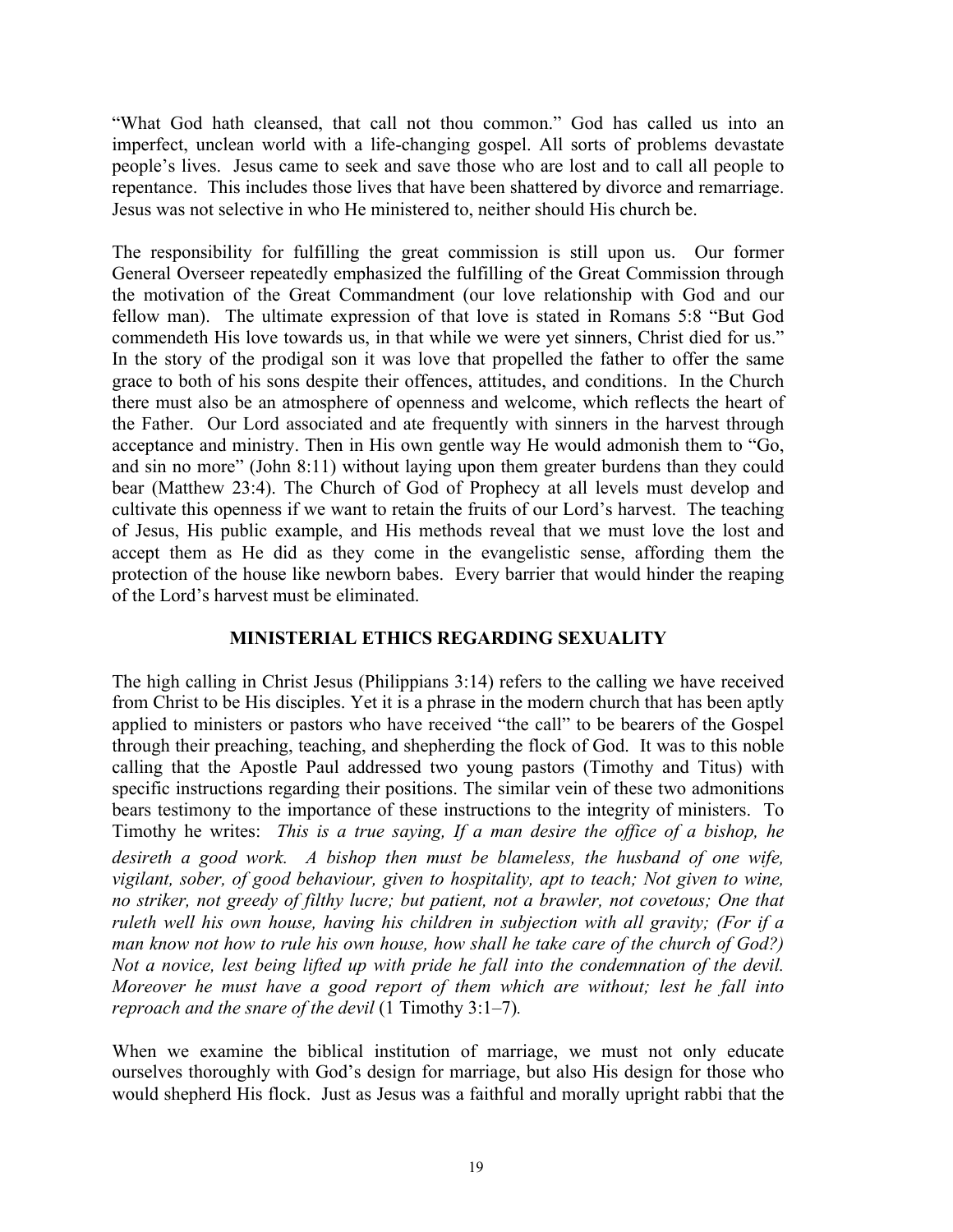"What God hath cleansed, that call not thou common." God has called us into an imperfect, unclean world with a life-changing gospel. All sorts of problems devastate people's lives. Jesus came to seek and save those who are lost and to call all people to repentance. This includes those lives that have been shattered by divorce and remarriage. Jesus was not selective in who He ministered to, neither should His church be.

The responsibility for fulfilling the great commission is still upon us. Our former General Overseer repeatedly emphasized the fulfilling of the Great Commission through the motivation of the Great Commandment (our love relationship with God and our fellow man). The ultimate expression of that love is stated in Romans 5:8 "But God commendeth His love towards us, in that while we were yet sinners, Christ died for us." In the story of the prodigal son it was love that propelled the father to offer the same grace to both of his sons despite their offences, attitudes, and conditions. In the Church there must also be an atmosphere of openness and welcome, which reflects the heart of the Father. Our Lord associated and ate frequently with sinners in the harvest through acceptance and ministry. Then in His own gentle way He would admonish them to "Go, and sin no more" (John 8:11) without laying upon them greater burdens than they could bear (Matthew 23:4). The Church of God of Prophecy at all levels must develop and cultivate this openness if we want to retain the fruits of our Lord's harvest. The teaching of Jesus, His public example, and His methods reveal that we must love the lost and accept them as He did as they come in the evangelistic sense, affording them the protection of the house like newborn babes. Every barrier that would hinder the reaping of the Lord's harvest must be eliminated.

## MINISTERIAL ETHICS REGARDING SEXUALITY

The high calling in Christ Jesus (Philippians 3:14) refers to the calling we have received from Christ to be His disciples. Yet it is a phrase in the modern church that has been aptly applied to ministers or pastors who have received "the call" to be bearers of the Gospel through their preaching, teaching, and shepherding the flock of God. It was to this noble calling that the Apostle Paul addressed two young pastors (Timothy and Titus) with specific instructions regarding their positions. The similar vein of these two admonitions bears testimony to the importance of these instructions to the integrity of ministers. To Timothy he writes: *This is a true saying, If a man desire the office of a bishop, he desireth a good work. A bishop then must be blameless, the husband of one wife, vigilant, sober, of good behaviour, given to hospitality, apt to teach; Not given to wine, no striker, not greedy of filthy lucre; but patient, not a brawler, not covetous; One that ruleth well his own house, having his children in subjection with all gravity; (For if a man know not how to rule his own house, how shall he take care of the church of God?) Not a novice, lest being lifted up with pride he fall into the condemnation of the devil. Moreover he must have a good report of them which are without; lest he fall into reproach and the snare of the devil* (1 Timothy 3:1–7).

When we examine the biblical institution of marriage, we must not only educate ourselves thoroughly with God's design for marriage, but also His design for those who would shepherd His flock. Just as Jesus was a faithful and morally upright rabbi that the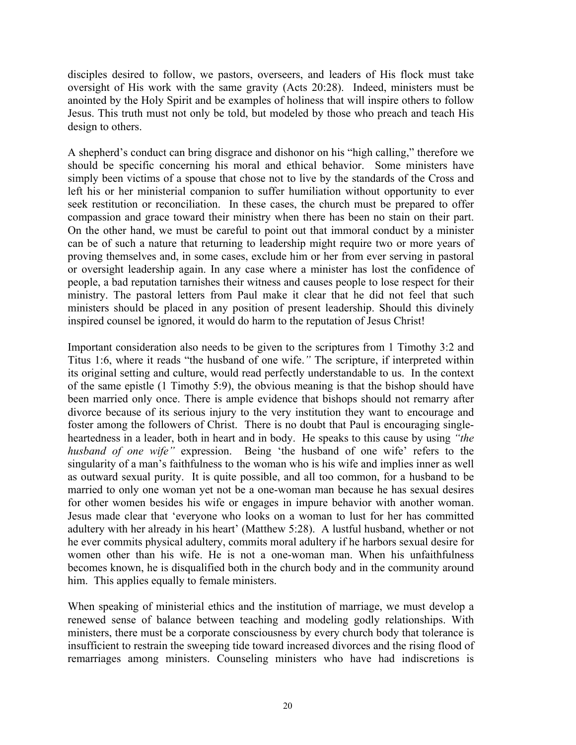disciples desired to follow, we pastors, overseers, and leaders of His flock must take oversight of His work with the same gravity (Acts 20:28). Indeed, ministers must be anointed by the Holy Spirit and be examples of holiness that will inspire others to follow Jesus. This truth must not only be told, but modeled by those who preach and teach His design to others.

A shepherd's conduct can bring disgrace and dishonor on his "high calling," therefore we should be specific concerning his moral and ethical behavior. Some ministers have simply been victims of a spouse that chose not to live by the standards of the Cross and left his or her ministerial companion to suffer humiliation without opportunity to ever seek restitution or reconciliation. In these cases, the church must be prepared to offer compassion and grace toward their ministry when there has been no stain on their part. On the other hand, we must be careful to point out that immoral conduct by a minister can be of such a nature that returning to leadership might require two or more years of proving themselves and, in some cases, exclude him or her from ever serving in pastoral or oversight leadership again. In any case where a minister has lost the confidence of people, a bad reputation tarnishes their witness and causes people to lose respect for their ministry. The pastoral letters from Paul make it clear that he did not feel that such ministers should be placed in any position of present leadership. Should this divinely inspired counsel be ignored, it would do harm to the reputation of Jesus Christ!

Important consideration also needs to be given to the scriptures from 1 Timothy 3:2 and Titus 1:6, where it reads "the husband of one wife*."* The scripture, if interpreted within its original setting and culture, would read perfectly understandable to us. In the context of the same epistle (1 Timothy 5:9), the obvious meaning is that the bishop should have been married only once. There is ample evidence that bishops should not remarry after divorce because of its serious injury to the very institution they want to encourage and foster among the followers of Christ. There is no doubt that Paul is encouraging single-heartedness in a leader, both in heart and in body. He speaks to this cause by using *"the husband of one wife"* expression. Being 'the husband of one wife' refers to the singularity of a man's faithfulness to the woman who is his wife and implies inner as well as outward sexual purity. It is quite possible, and all too common, for a husband to be married to only one woman yet not be a one-woman man because he has sexual desires for other women besides his wife or engages in impure behavior with another woman. Jesus made clear that 'everyone who looks on a woman to lust for her has committed adultery with her already in his heart' (Matthew 5:28). A lustful husband, whether or not he ever commits physical adultery, commits moral adultery if he harbors sexual desire for women other than his wife. He is not a one-woman man. When his unfaithfulness becomes known, he is disqualified both in the church body and in the community around him. This applies equally to female ministers.

When speaking of ministerial ethics and the institution of marriage, we must develop a renewed sense of balance between teaching and modeling godly relationships. With ministers, there must be a corporate consciousness by every church body that tolerance is insufficient to restrain the sweeping tide toward increased divorces and the rising flood of remarriages among ministers. Counseling ministers who have had indiscretions is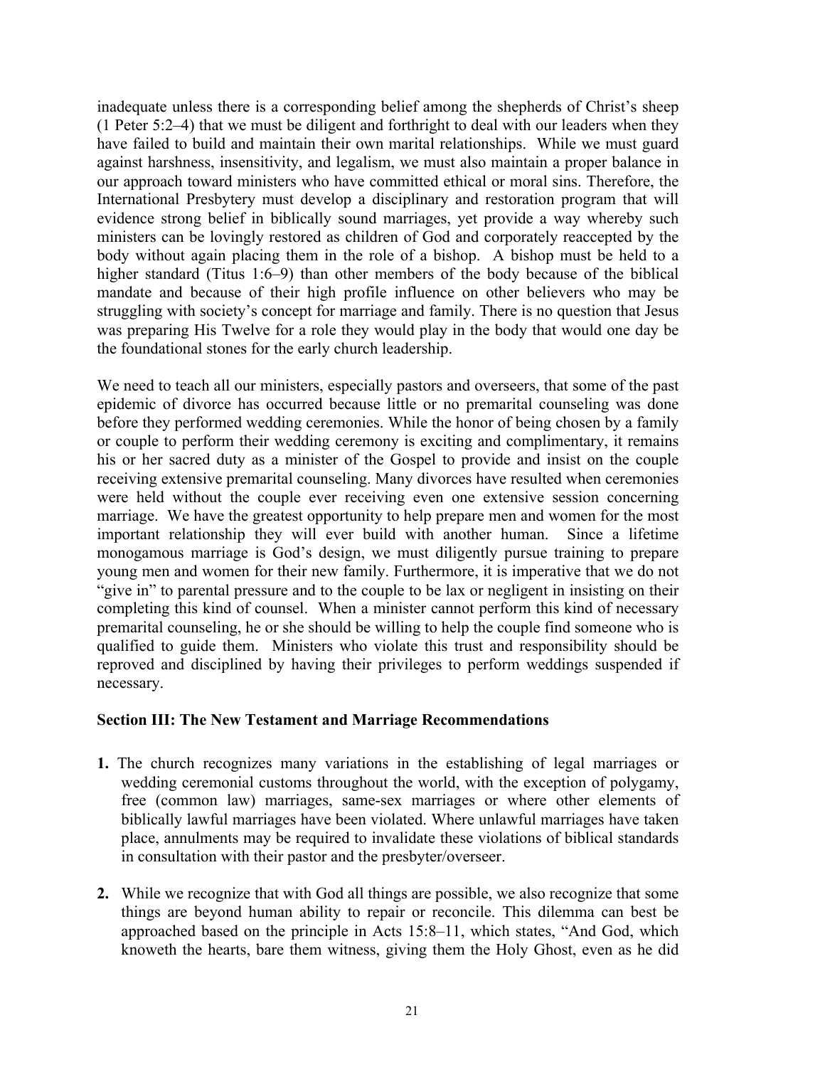inadequate unless there is a corresponding belief among the shepherds of Christ's sheep (1 Peter 5:2–4) that we must be diligent and forthright to deal with our leaders when they have failed to build and maintain their own marital relationships. While we must guard against harshness, insensitivity, and legalism, we must also maintain a proper balance in our approach toward ministers who have committed ethical or moral sins. Therefore, the International Presbytery must develop a disciplinary and restoration program that will evidence strong belief in biblically sound marriages, yet provide a way whereby such ministers can be lovingly restored as children of God and corporately reaccepted by the body without again placing them in the role of a bishop. A bishop must be held to a higher standard (Titus 1:6–9) than other members of the body because of the biblical mandate and because of their high profile influence on other believers who may be struggling with society's concept for marriage and family. There is no question that Jesus was preparing His Twelve for a role they would play in the body that would one day be the foundational stones for the early church leadership.

We need to teach all our ministers, especially pastors and overseers, that some of the past epidemic of divorce has occurred because little or no premarital counseling was done before they performed wedding ceremonies. While the honor of being chosen by a family or couple to perform their wedding ceremony is exciting and complimentary, it remains his or her sacred duty as a minister of the Gospel to provide and insist on the couple receiving extensive premarital counseling. Many divorces have resulted when ceremonies were held without the couple ever receiving even one extensive session concerning marriage. We have the greatest opportunity to help prepare men and women for the most important relationship they will ever build with another human. Since a lifetime monogamous marriage is God's design, we must diligently pursue training to prepare young men and women for their new family. Furthermore, it is imperative that we do not "give in" to parental pressure and to the couple to be lax or negligent in insisting on their completing this kind of counsel. When a minister cannot perform this kind of necessary premarital counseling, he or she should be willing to help the couple find someone who is qualified to guide them. Ministers who violate this trust and responsibility should be reproved and disciplined by having their privileges to perform weddings suspended if necessary.

### Section III: The New Testament and Marriage Recommendations

**1.** The church recognizes many variations in the establishing of legal marriages or wedding ceremonial customs throughout the world, with the exception of polygamy, free (common law) marriages, same-sex marriages or where other elements of biblically lawful marriages have been violated. Where unlawful marriages have taken place, annulments may be required to invalidate these violations of biblical standards in consultation with their pastor and the presbyter/overseer.

**2.** While we recognize that with God all things are possible, we also recognize that some things are beyond human ability to repair or reconcile. This dilemma can best be approached based on the principle in Acts 15:8–11, which states, "And God, which knoweth the hearts, bare them witness, giving them the Holy Ghost, even as he did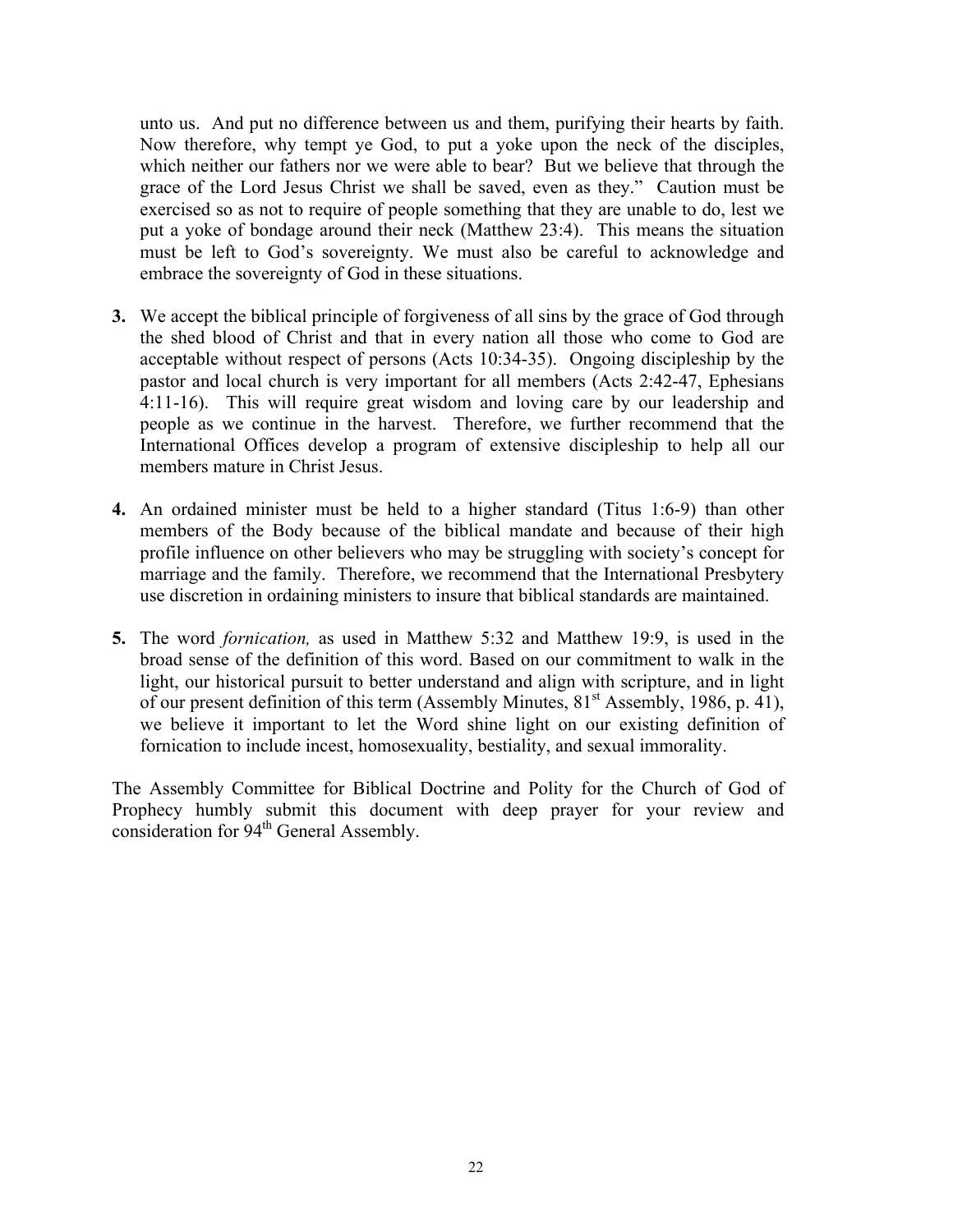unto us. And put no difference between us and them, purifying their hearts by faith. Now therefore, why tempt ye God, to put a yoke upon the neck of the disciples, which neither our fathers nor we were able to bear? But we believe that through the grace of the Lord Jesus Christ we shall be saved, even as they." Caution must be exercised so as not to require of people something that they are unable to do, lest we put a yoke of bondage around their neck (Matthew 23:4). This means the situation must be left to God's sovereignty. We must also be careful to acknowledge and embrace the sovereignty of God in these situations.

**3.** We accept the biblical principle of forgiveness of all sins by the grace of God through the shed blood of Christ and that in every nation all those who come to God are acceptable without respect of persons (Acts 10:34-35). Ongoing discipleship by the pastor and local church is very important for all members (Acts 2:42-47, Ephesians 4:11-16). This will require great wisdom and loving care by our leadership and people as we continue in the harvest. Therefore, we further recommend that the International Offices develop a program of extensive discipleship to help all our members mature in Christ Jesus.

**4.** An ordained minister must be held to a higher standard (Titus 1:6-9) than other members of the Body because of the biblical mandate and because of their high profile influence on other believers who may be struggling with society's concept for marriage and the family. Therefore, we recommend that the International Presbytery use discretion in ordaining ministers to insure that biblical standards are maintained.

**5.** The word *fornication,* as used in Matthew 5:32 and Matthew 19:9, is used in the broad sense of the definition of this word. Based on our commitment to walk in the light, our historical pursuit to better understand and align with scripture, and in light of our present definition of this term (Assembly Minutes, 81st Assembly, 1986, p. 41), we believe it important to let the Word shine light on our existing definition of fornication to include incest, homosexuality, bestiality, and sexual immorality.

The Assembly Committee for Biblical Doctrine and Polity for the Church of God of Prophecy humbly submit this document with deep prayer for your review and consideration for 94th General Assembly.